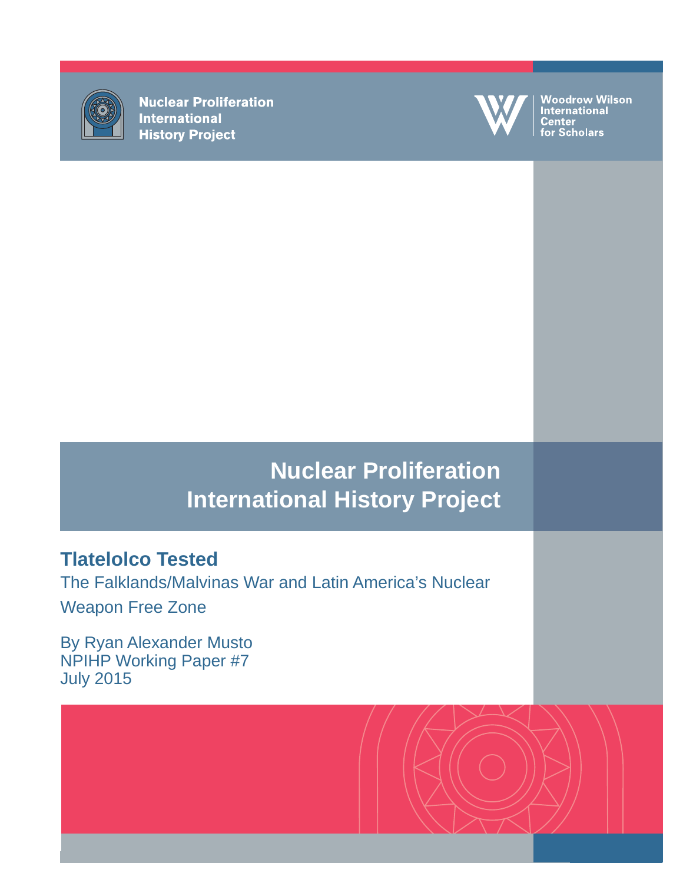Nuclear Proliferation International History Project

Woodrow Wilson International Center for Scholars

# Nuclear Proliferation International History Project

## Tlatelolco Tested

The Falklands/Malvinas War and Latin America's Nuclear Weapon Free Zone

By Ryan Alexander Musto
NPIHP Working Paper #7
July 2015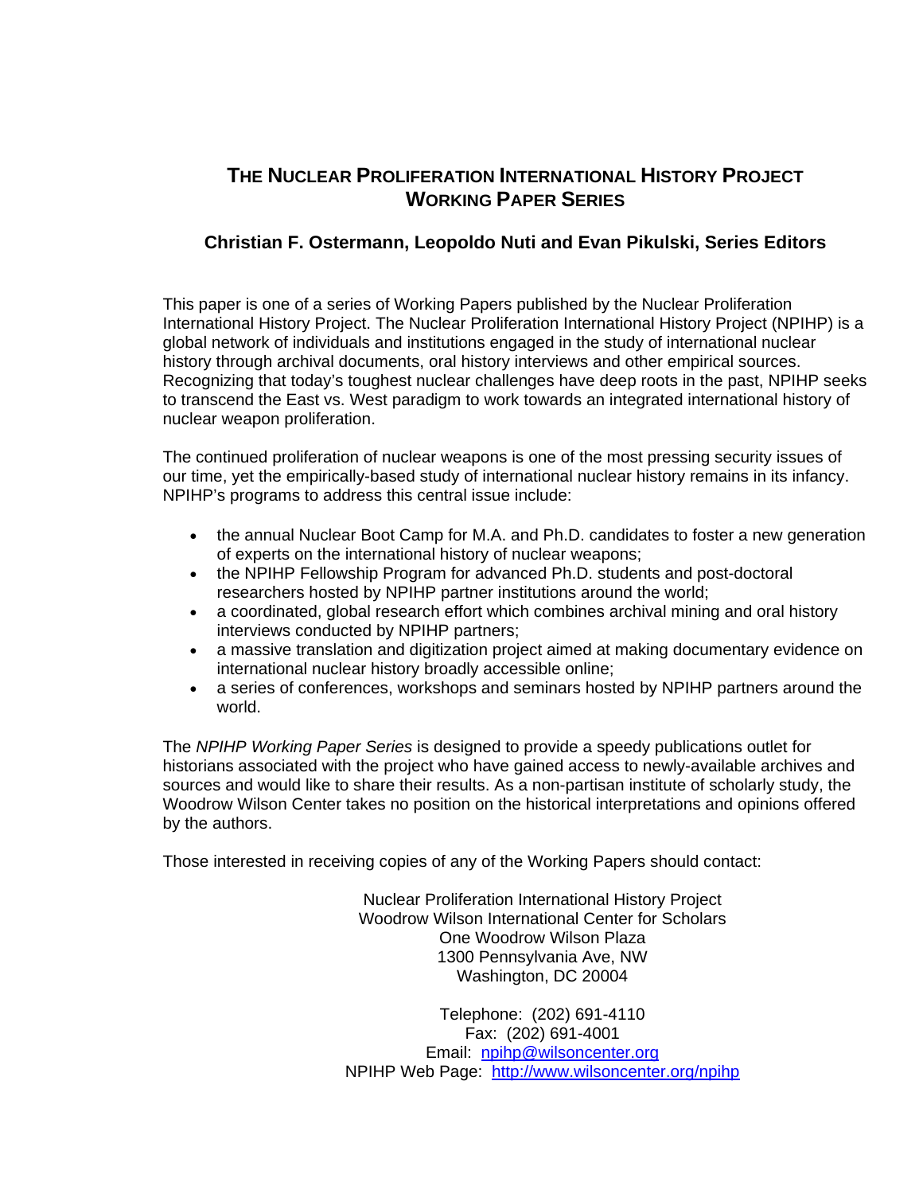# The Nuclear Proliferation International History Project Working Paper Series

**Christian F. Ostermann, Leopoldo Nuti and Evan Pikulski, Series Editors**

This paper is one of a series of Working Papers published by the Nuclear Proliferation International History Project. The Nuclear Proliferation International History Project (NPIHP) is a global network of individuals and institutions engaged in the study of international nuclear history through archival documents, oral history interviews and other empirical sources. Recognizing that today's toughest nuclear challenges have deep roots in the past, NPIHP seeks to transcend the East vs. West paradigm to work towards an integrated international history of nuclear weapon proliferation.

The continued proliferation of nuclear weapons is one of the most pressing security issues of our time, yet the empirically-based study of international nuclear history remains in its infancy. NPIHP's programs to address this central issue include:

- the annual Nuclear Boot Camp for M.A. and Ph.D. candidates to foster a new generation of experts on the international history of nuclear weapons;
- the NPIHP Fellowship Program for advanced Ph.D. students and post-doctoral researchers hosted by NPIHP partner institutions around the world;
- a coordinated, global research effort which combines archival mining and oral history interviews conducted by NPIHP partners;
- a massive translation and digitization project aimed at making documentary evidence on international nuclear history broadly accessible online;
- a series of conferences, workshops and seminars hosted by NPIHP partners around the world.

The *NPIHP Working Paper Series* is designed to provide a speedy publications outlet for historians associated with the project who have gained access to newly-available archives and sources and would like to share their results. As a non-partisan institute of scholarly study, the Woodrow Wilson Center takes no position on the historical interpretations and opinions offered by the authors.

Those interested in receiving copies of any of the Working Papers should contact:

Nuclear Proliferation International History Project
Woodrow Wilson International Center for Scholars
One Woodrow Wilson Plaza
1300 Pennsylvania Ave, NW
Washington, DC 20004

Telephone: (202) 691-4110
Fax: (202) 691-4001
Email: npihp@wilsoncenter.org
NPIHP Web Page: http://www.wilsoncenter.org/npihp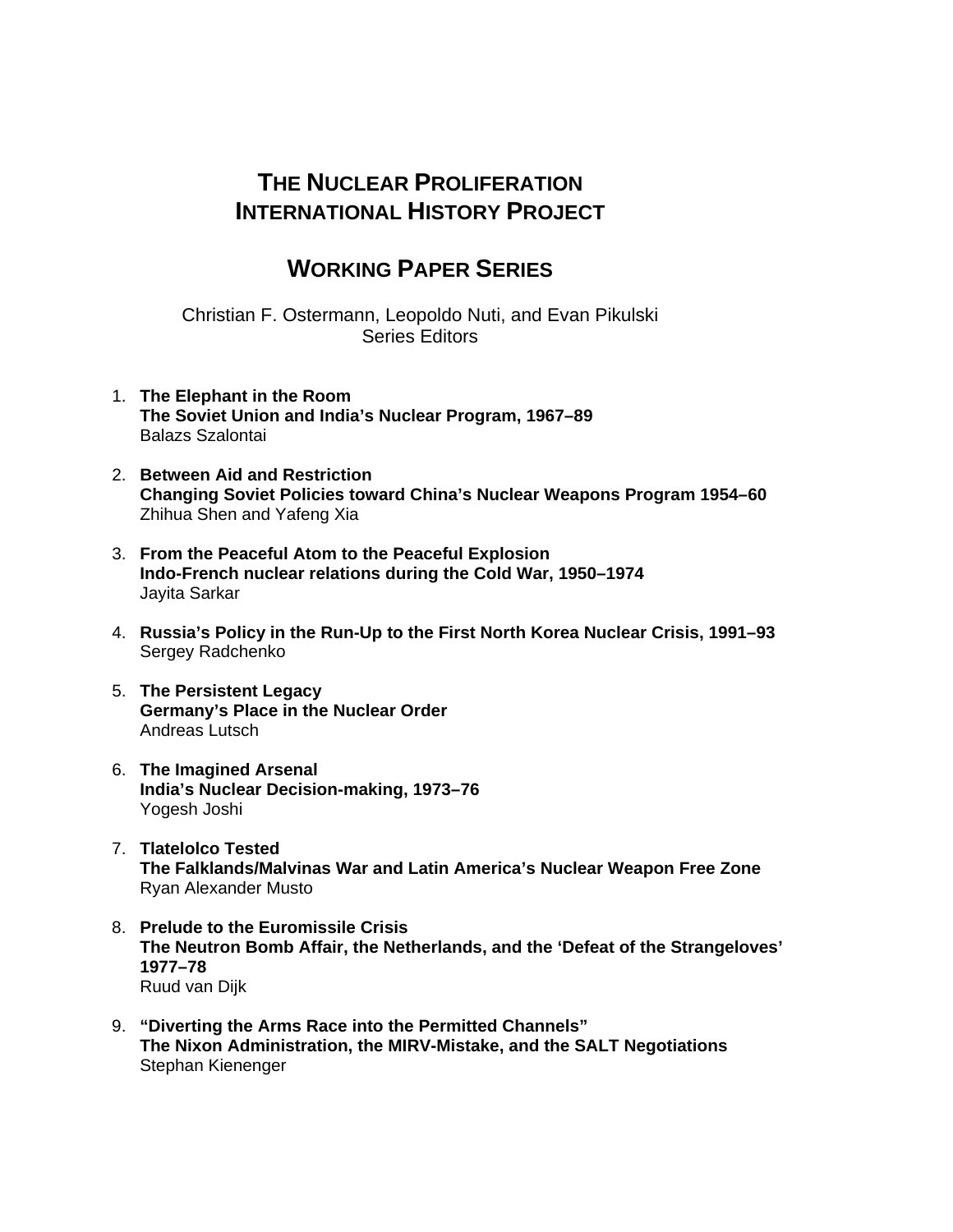# The Nuclear Proliferation International History Project

## Working Paper Series

Christian F. Ostermann, Leopoldo Nuti, and Evan Pikulski
Series Editors

1. **The Elephant in the Room**
   **The Soviet Union and India's Nuclear Program, 1967–89**
   Balazs Szalontai

2. **Between Aid and Restriction**
   **Changing Soviet Policies toward China's Nuclear Weapons Program 1954–60**
   Zhihua Shen and Yafeng Xia

3. **From the Peaceful Atom to the Peaceful Explosion**
   **Indo-French nuclear relations during the Cold War, 1950–1974**
   Jayita Sarkar

4. **Russia's Policy in the Run-Up to the First North Korea Nuclear Crisis, 1991–93**
   Sergey Radchenko

5. **The Persistent Legacy**
   **Germany's Place in the Nuclear Order**
   Andreas Lutsch

6. **The Imagined Arsenal**
   **India's Nuclear Decision-making, 1973–76**
   Yogesh Joshi

7. **Tlatelolco Tested**
   **The Falklands/Malvinas War and Latin America's Nuclear Weapon Free Zone**
   Ryan Alexander Musto

8. **Prelude to the Euromissile Crisis**
   **The Neutron Bomb Affair, the Netherlands, and the 'Defeat of the Strangeloves' 1977–78**
   Ruud van Dijk

9. **"Diverting the Arms Race into the Permitted Channels"**
   **The Nixon Administration, the MIRV-Mistake, and the SALT Negotiations**
   Stephan Kienenger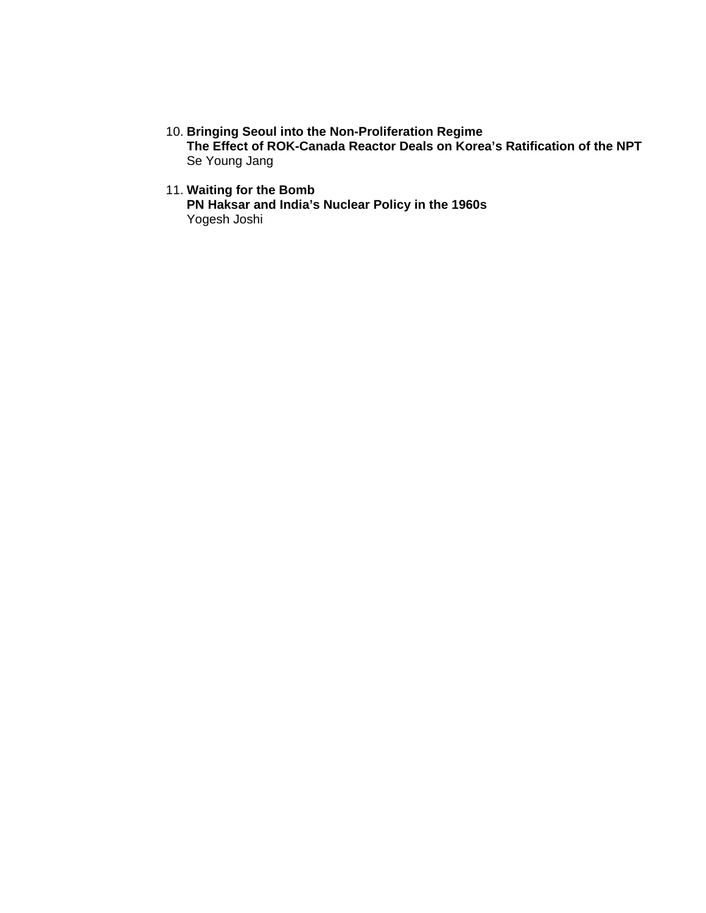10. **Bringing Seoul into the Non-Proliferation Regime**
    **The Effect of ROK-Canada Reactor Deals on Korea's Ratification of the NPT**
    Se Young Jang

11. **Waiting for the Bomb**
    **PN Haksar and India's Nuclear Policy in the 1960s**
    Yogesh Joshi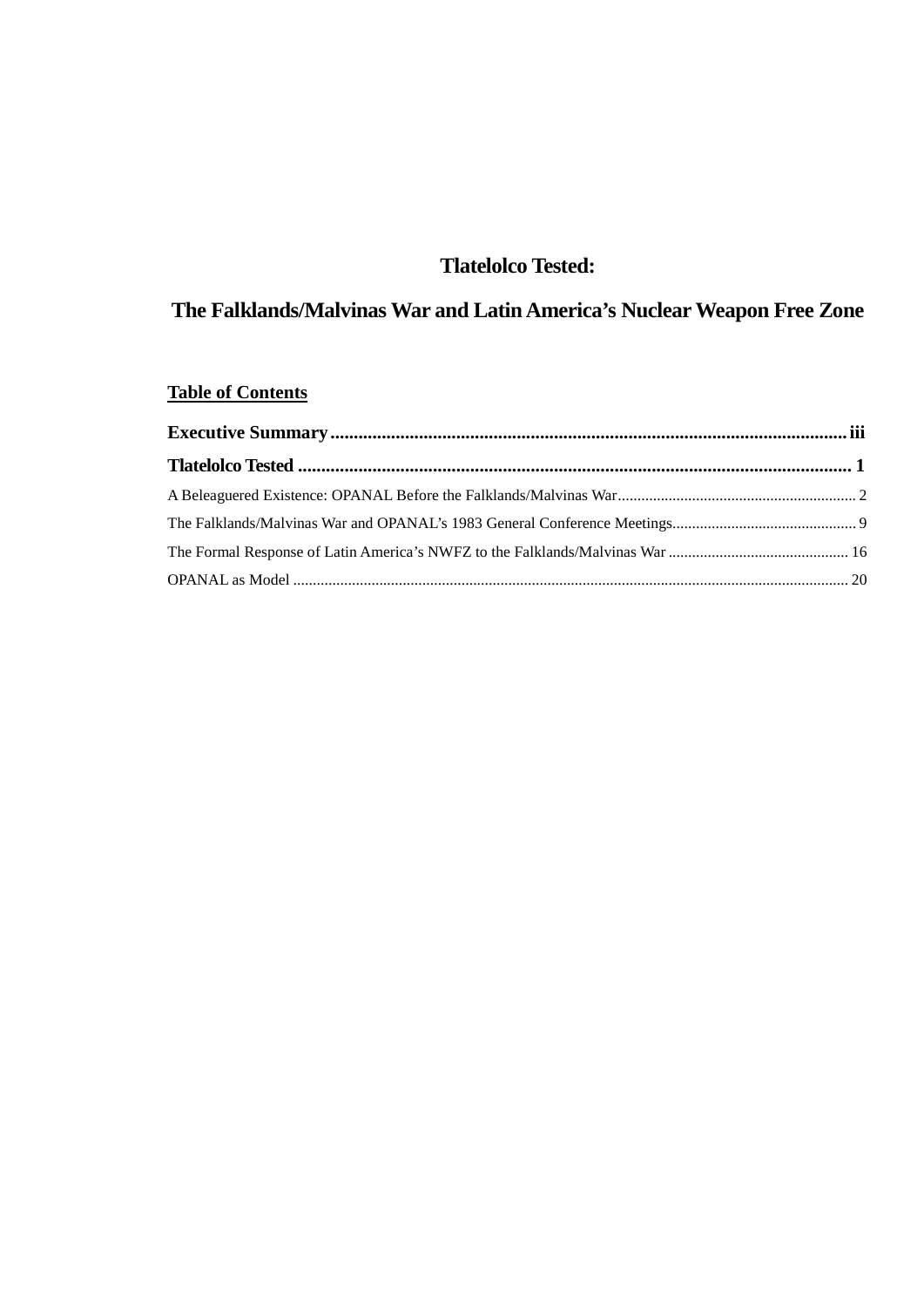# Tlatelolco Tested:

# The Falklands/Malvinas War and Latin America's Nuclear Weapon Free Zone

**Table of Contents**

**Executive Summary** .......... iii

**Tlatelolco Tested** .......... 1

A Beleaguered Existence: OPANAL Before the Falklands/Malvinas War .......... 2

The Falklands/Malvinas War and OPANAL's 1983 General Conference Meetings .......... 9

The Formal Response of Latin America's NWFZ to the Falklands/Malvinas War .......... 16

OPANAL as Model .......... 20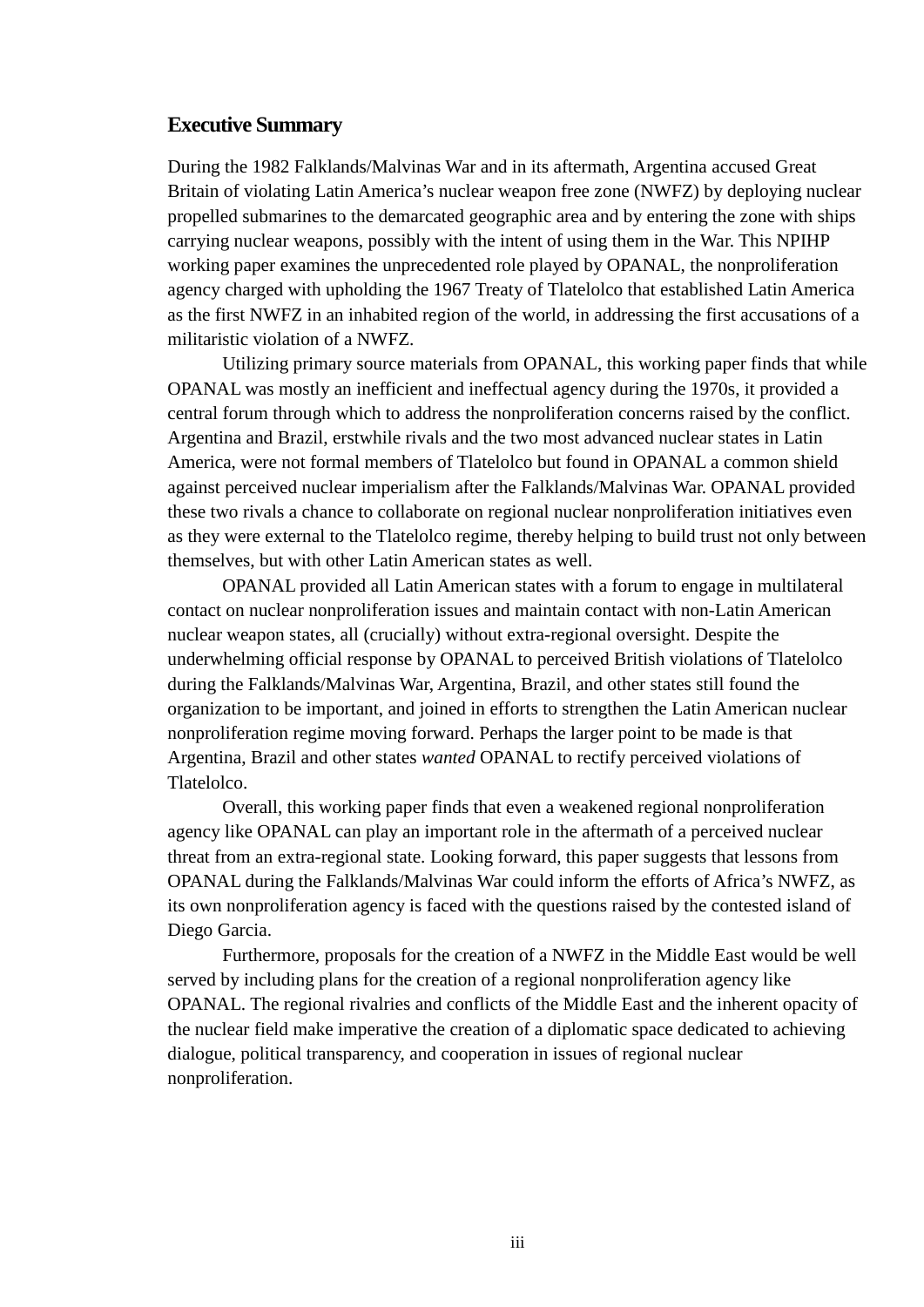## Executive Summary

During the 1982 Falklands/Malvinas War and in its aftermath, Argentina accused Great Britain of violating Latin America's nuclear weapon free zone (NWFZ) by deploying nuclear propelled submarines to the demarcated geographic area and by entering the zone with ships carrying nuclear weapons, possibly with the intent of using them in the War. This NPIHP working paper examines the unprecedented role played by OPANAL, the nonproliferation agency charged with upholding the 1967 Treaty of Tlatelolco that established Latin America as the first NWFZ in an inhabited region of the world, in addressing the first accusations of a militaristic violation of a NWFZ.

Utilizing primary source materials from OPANAL, this working paper finds that while OPANAL was mostly an inefficient and ineffectual agency during the 1970s, it provided a central forum through which to address the nonproliferation concerns raised by the conflict. Argentina and Brazil, erstwhile rivals and the two most advanced nuclear states in Latin America, were not formal members of Tlatelolco but found in OPANAL a common shield against perceived nuclear imperialism after the Falklands/Malvinas War. OPANAL provided these two rivals a chance to collaborate on regional nuclear nonproliferation initiatives even as they were external to the Tlatelolco regime, thereby helping to build trust not only between themselves, but with other Latin American states as well.

OPANAL provided all Latin American states with a forum to engage in multilateral contact on nuclear nonproliferation issues and maintain contact with non-Latin American nuclear weapon states, all (crucially) without extra-regional oversight. Despite the underwhelming official response by OPANAL to perceived British violations of Tlatelolco during the Falklands/Malvinas War, Argentina, Brazil, and other states still found the organization to be important, and joined in efforts to strengthen the Latin American nuclear nonproliferation regime moving forward. Perhaps the larger point to be made is that Argentina, Brazil and other states *wanted* OPANAL to rectify perceived violations of Tlatelolco.

Overall, this working paper finds that even a weakened regional nonproliferation agency like OPANAL can play an important role in the aftermath of a perceived nuclear threat from an extra-regional state. Looking forward, this paper suggests that lessons from OPANAL during the Falklands/Malvinas War could inform the efforts of Africa's NWFZ, as its own nonproliferation agency is faced with the questions raised by the contested island of Diego Garcia.

Furthermore, proposals for the creation of a NWFZ in the Middle East would be well served by including plans for the creation of a regional nonproliferation agency like OPANAL. The regional rivalries and conflicts of the Middle East and the inherent opacity of the nuclear field make imperative the creation of a diplomatic space dedicated to achieving dialogue, political transparency, and cooperation in issues of regional nuclear nonproliferation.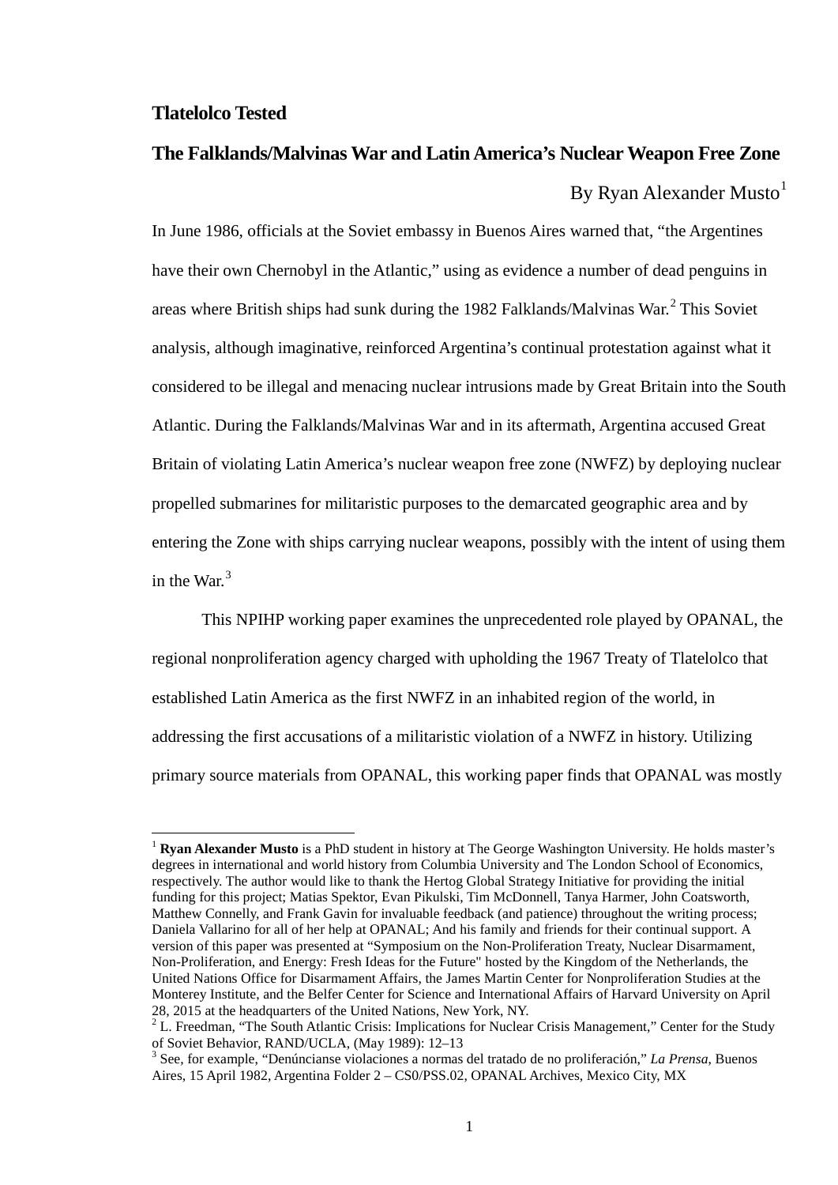**Tlatelolco Tested**

**The Falklands/Malvinas War and Latin America's Nuclear Weapon Free Zone**

By Ryan Alexander Musto[1]

In June 1986, officials at the Soviet embassy in Buenos Aires warned that, "the Argentines have their own Chernobyl in the Atlantic," using as evidence a number of dead penguins in areas where British ships had sunk during the 1982 Falklands/Malvinas War.[2] This Soviet analysis, although imaginative, reinforced Argentina's continual protestation against what it considered to be illegal and menacing nuclear intrusions made by Great Britain into the South Atlantic. During the Falklands/Malvinas War and in its aftermath, Argentina accused Great Britain of violating Latin America's nuclear weapon free zone (NWFZ) by deploying nuclear propelled submarines for militaristic purposes to the demarcated geographic area and by entering the Zone with ships carrying nuclear weapons, possibly with the intent of using them in the War.[3]

This NPIHP working paper examines the unprecedented role played by OPANAL, the regional nonproliferation agency charged with upholding the 1967 Treaty of Tlatelolco that established Latin America as the first NWFZ in an inhabited region of the world, in addressing the first accusations of a militaristic violation of a NWFZ in history. Utilizing primary source materials from OPANAL, this working paper finds that OPANAL was mostly

---

[1] **Ryan Alexander Musto** is a PhD student in history at The George Washington University. He holds master's degrees in international and world history from Columbia University and The London School of Economics, respectively. The author would like to thank the Hertog Global Strategy Initiative for providing the initial funding for this project; Matias Spektor, Evan Pikulski, Tim McDonnell, Tanya Harmer, John Coatsworth, Matthew Connelly, and Frank Gavin for invaluable feedback (and patience) throughout the writing process; Daniela Vallarino for all of her help at OPANAL; And his family and friends for their continual support. A version of this paper was presented at "Symposium on the Non-Proliferation Treaty, Nuclear Disarmament, Non-Proliferation, and Energy: Fresh Ideas for the Future" hosted by the Kingdom of the Netherlands, the United Nations Office for Disarmament Affairs, the James Martin Center for Nonproliferation Studies at the Monterey Institute, and the Belfer Center for Science and International Affairs of Harvard University on April 28, 2015 at the headquarters of the United Nations, New York, NY.

[2] L. Freedman, "The South Atlantic Crisis: Implications for Nuclear Crisis Management," Center for the Study of Soviet Behavior, RAND/UCLA, (May 1989): 12–13

[3] See, for example, "Denúncianse violaciones a normas del tratado de no proliferación," *La Prensa*, Buenos Aires, 15 April 1982, Argentina Folder 2 – CS0/PSS.02, OPANAL Archives, Mexico City, MX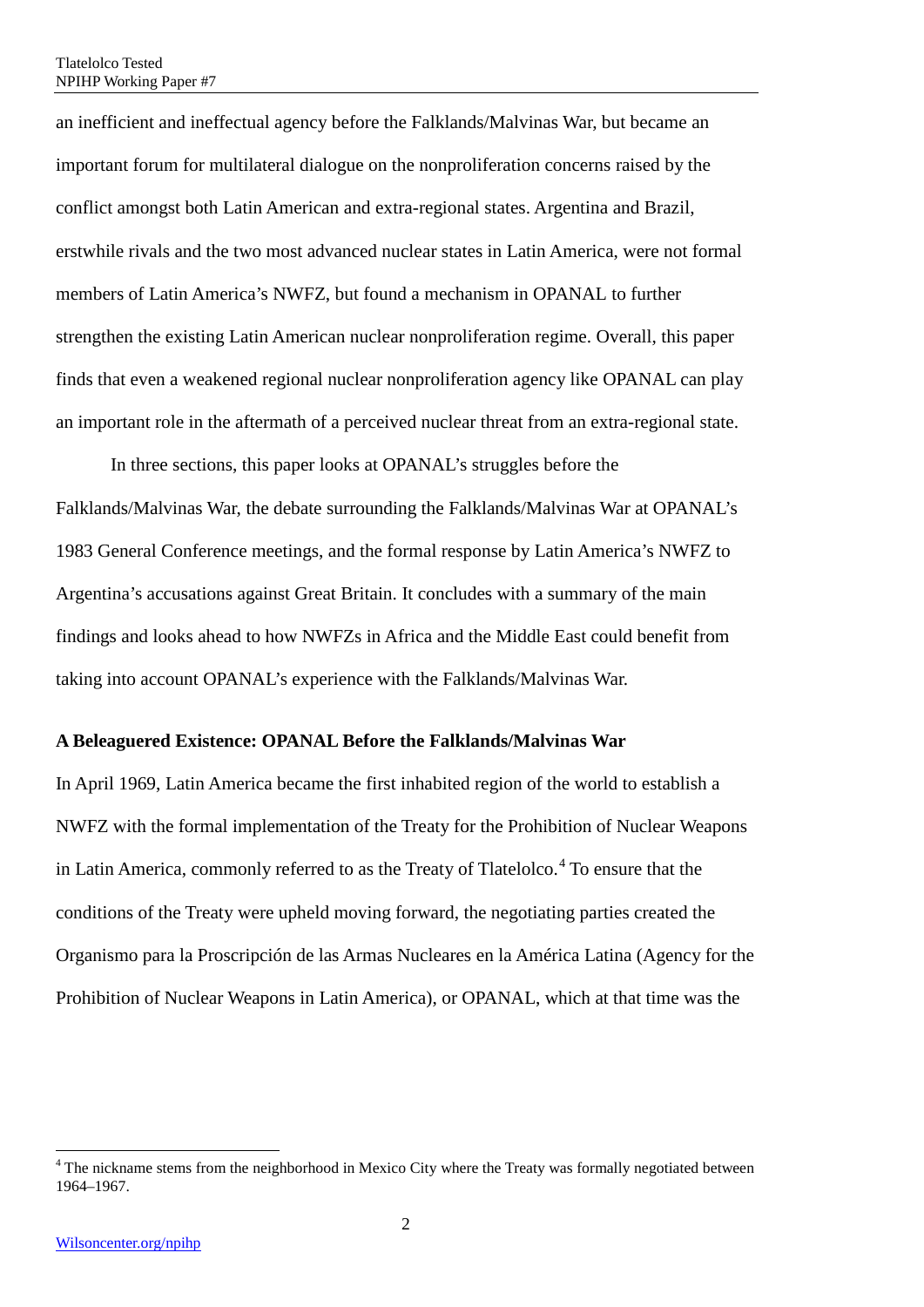an inefficient and ineffectual agency before the Falklands/Malvinas War, but became an important forum for multilateral dialogue on the nonproliferation concerns raised by the conflict amongst both Latin American and extra-regional states. Argentina and Brazil, erstwhile rivals and the two most advanced nuclear states in Latin America, were not formal members of Latin America's NWFZ, but found a mechanism in OPANAL to further strengthen the existing Latin American nuclear nonproliferation regime. Overall, this paper finds that even a weakened regional nuclear nonproliferation agency like OPANAL can play an important role in the aftermath of a perceived nuclear threat from an extra-regional state.

In three sections, this paper looks at OPANAL's struggles before the Falklands/Malvinas War, the debate surrounding the Falklands/Malvinas War at OPANAL's 1983 General Conference meetings, and the formal response by Latin America's NWFZ to Argentina's accusations against Great Britain. It concludes with a summary of the main findings and looks ahead to how NWFZs in Africa and the Middle East could benefit from taking into account OPANAL's experience with the Falklands/Malvinas War.

**A Beleaguered Existence: OPANAL Before the Falklands/Malvinas War**

In April 1969, Latin America became the first inhabited region of the world to establish a NWFZ with the formal implementation of the Treaty for the Prohibition of Nuclear Weapons in Latin America, commonly referred to as the Treaty of Tlatelolco.[4] To ensure that the conditions of the Treaty were upheld moving forward, the negotiating parties created the Organismo para la Proscripción de las Armas Nucleares en la América Latina (Agency for the Prohibition of Nuclear Weapons in Latin America), or OPANAL, which at that time was the

[4] The nickname stems from the neighborhood in Mexico City where the Treaty was formally negotiated between 1964–1967.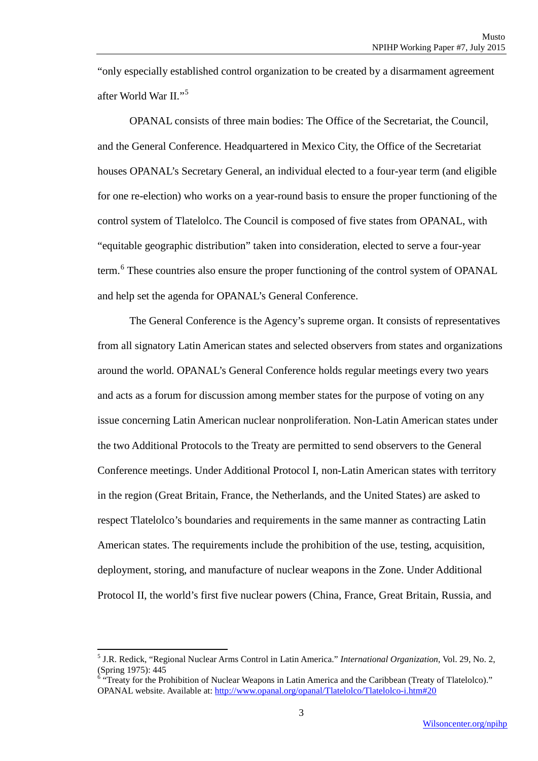"only especially established control organization to be created by a disarmament agreement after World War II."[5]

OPANAL consists of three main bodies: The Office of the Secretariat, the Council, and the General Conference. Headquartered in Mexico City, the Office of the Secretariat houses OPANAL's Secretary General, an individual elected to a four-year term (and eligible for one re-election) who works on a year-round basis to ensure the proper functioning of the control system of Tlatelolco. The Council is composed of five states from OPANAL, with "equitable geographic distribution" taken into consideration, elected to serve a four-year term.[6] These countries also ensure the proper functioning of the control system of OPANAL and help set the agenda for OPANAL's General Conference.

The General Conference is the Agency's supreme organ. It consists of representatives from all signatory Latin American states and selected observers from states and organizations around the world. OPANAL's General Conference holds regular meetings every two years and acts as a forum for discussion among member states for the purpose of voting on any issue concerning Latin American nuclear nonproliferation. Non-Latin American states under the two Additional Protocols to the Treaty are permitted to send observers to the General Conference meetings. Under Additional Protocol I, non-Latin American states with territory in the region (Great Britain, France, the Netherlands, and the United States) are asked to respect Tlatelolco's boundaries and requirements in the same manner as contracting Latin American states. The requirements include the prohibition of the use, testing, acquisition, deployment, storing, and manufacture of nuclear weapons in the Zone. Under Additional Protocol II, the world's first five nuclear powers (China, France, Great Britain, Russia, and

---

[5] J.R. Redick, "Regional Nuclear Arms Control in Latin America." *International Organization*, Vol. 29, No. 2, (Spring 1975): 445

[6] "Treaty for the Prohibition of Nuclear Weapons in Latin America and the Caribbean (Treaty of Tlatelolco)." OPANAL website. Available at: http://www.opanal.org/opanal/Tlatelolco/Tlatelolco-i.htm#20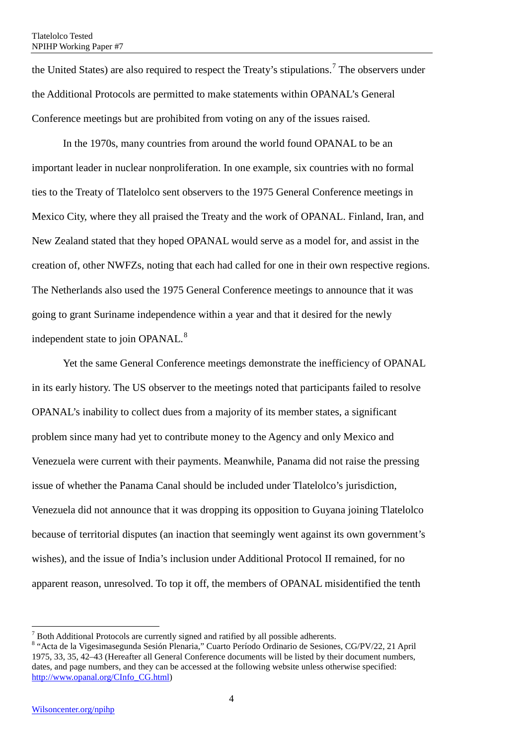the United States) are also required to respect the Treaty's stipulations.[7] The observers under the Additional Protocols are permitted to make statements within OPANAL's General Conference meetings but are prohibited from voting on any of the issues raised.

In the 1970s, many countries from around the world found OPANAL to be an important leader in nuclear nonproliferation. In one example, six countries with no formal ties to the Treaty of Tlatelolco sent observers to the 1975 General Conference meetings in Mexico City, where they all praised the Treaty and the work of OPANAL. Finland, Iran, and New Zealand stated that they hoped OPANAL would serve as a model for, and assist in the creation of, other NWFZs, noting that each had called for one in their own respective regions. The Netherlands also used the 1975 General Conference meetings to announce that it was going to grant Suriname independence within a year and that it desired for the newly independent state to join OPANAL.[8]

Yet the same General Conference meetings demonstrate the inefficiency of OPANAL in its early history. The US observer to the meetings noted that participants failed to resolve OPANAL's inability to collect dues from a majority of its member states, a significant problem since many had yet to contribute money to the Agency and only Mexico and Venezuela were current with their payments. Meanwhile, Panama did not raise the pressing issue of whether the Panama Canal should be included under Tlatelolco's jurisdiction, Venezuela did not announce that it was dropping its opposition to Guyana joining Tlatelolco because of territorial disputes (an inaction that seemingly went against its own government's wishes), and the issue of India's inclusion under Additional Protocol II remained, for no apparent reason, unresolved. To top it off, the members of OPANAL misidentified the tenth

---

[7] Both Additional Protocols are currently signed and ratified by all possible adherents.

[8] "Acta de la Vigesimasegunda Sesión Plenaria," Cuarto Período Ordinario de Sesiones, CG/PV/22, 21 April 1975, 33, 35, 42–43 (Hereafter all General Conference documents will be listed by their document numbers, dates, and page numbers, and they can be accessed at the following website unless otherwise specified: http://www.opanal.org/CInfo_CG.html)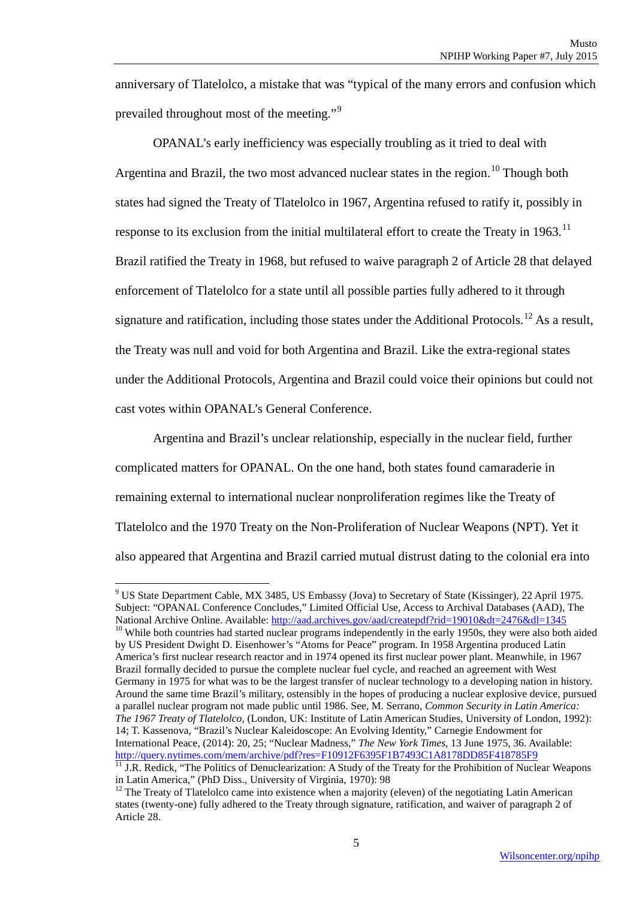anniversary of Tlatelolco, a mistake that was "typical of the many errors and confusion which prevailed throughout most of the meeting."[9]

OPANAL's early inefficiency was especially troubling as it tried to deal with Argentina and Brazil, the two most advanced nuclear states in the region.[10] Though both states had signed the Treaty of Tlatelolco in 1967, Argentina refused to ratify it, possibly in response to its exclusion from the initial multilateral effort to create the Treaty in 1963.[11] Brazil ratified the Treaty in 1968, but refused to waive paragraph 2 of Article 28 that delayed enforcement of Tlatelolco for a state until all possible parties fully adhered to it through signature and ratification, including those states under the Additional Protocols.[12] As a result, the Treaty was null and void for both Argentina and Brazil. Like the extra-regional states under the Additional Protocols, Argentina and Brazil could voice their opinions but could not cast votes within OPANAL's General Conference.

Argentina and Brazil's unclear relationship, especially in the nuclear field, further complicated matters for OPANAL. On the one hand, both states found camaraderie in remaining external to international nuclear nonproliferation regimes like the Treaty of Tlatelolco and the 1970 Treaty on the Non-Proliferation of Nuclear Weapons (NPT). Yet it also appeared that Argentina and Brazil carried mutual distrust dating to the colonial era into

---

[9] US State Department Cable, MX 3485, US Embassy (Jova) to Secretary of State (Kissinger), 22 April 1975. Subject: "OPANAL Conference Concludes," Limited Official Use, Access to Archival Databases (AAD), The National Archive Online. Available: http://aad.archives.gov/aad/createpdf?rid=19010&dt=2476&dl=1345

[10] While both countries had started nuclear programs independently in the early 1950s, they were also both aided by US President Dwight D. Eisenhower's "Atoms for Peace" program. In 1958 Argentina produced Latin America's first nuclear research reactor and in 1974 opened its first nuclear power plant. Meanwhile, in 1967 Brazil formally decided to pursue the complete nuclear fuel cycle, and reached an agreement with West Germany in 1975 for what was to be the largest transfer of nuclear technology to a developing nation in history. Around the same time Brazil's military, ostensibly in the hopes of producing a nuclear explosive device, pursued a parallel nuclear program not made public until 1986. See, M. Serrano, *Common Security in Latin America: The 1967 Treaty of Tlatelolco*, (London, UK: Institute of Latin American Studies, University of London, 1992): 14; T. Kassenova, "Brazil's Nuclear Kaleidoscope: An Evolving Identity," Carnegie Endowment for International Peace, (2014): 20, 25; "Nuclear Madness," *The New York Times*, 13 June 1975, 36. Available: http://query.nytimes.com/mem/archive/pdf?res=F10912F6395F1B7493C1A8178DD85F418785F9

[11] J.R. Redick, "The Politics of Denuclearization: A Study of the Treaty for the Prohibition of Nuclear Weapons in Latin America," (PhD Diss., University of Virginia, 1970): 98

[12] The Treaty of Tlatelolco came into existence when a majority (eleven) of the negotiating Latin American states (twenty-one) fully adhered to the Treaty through signature, ratification, and waiver of paragraph 2 of Article 28.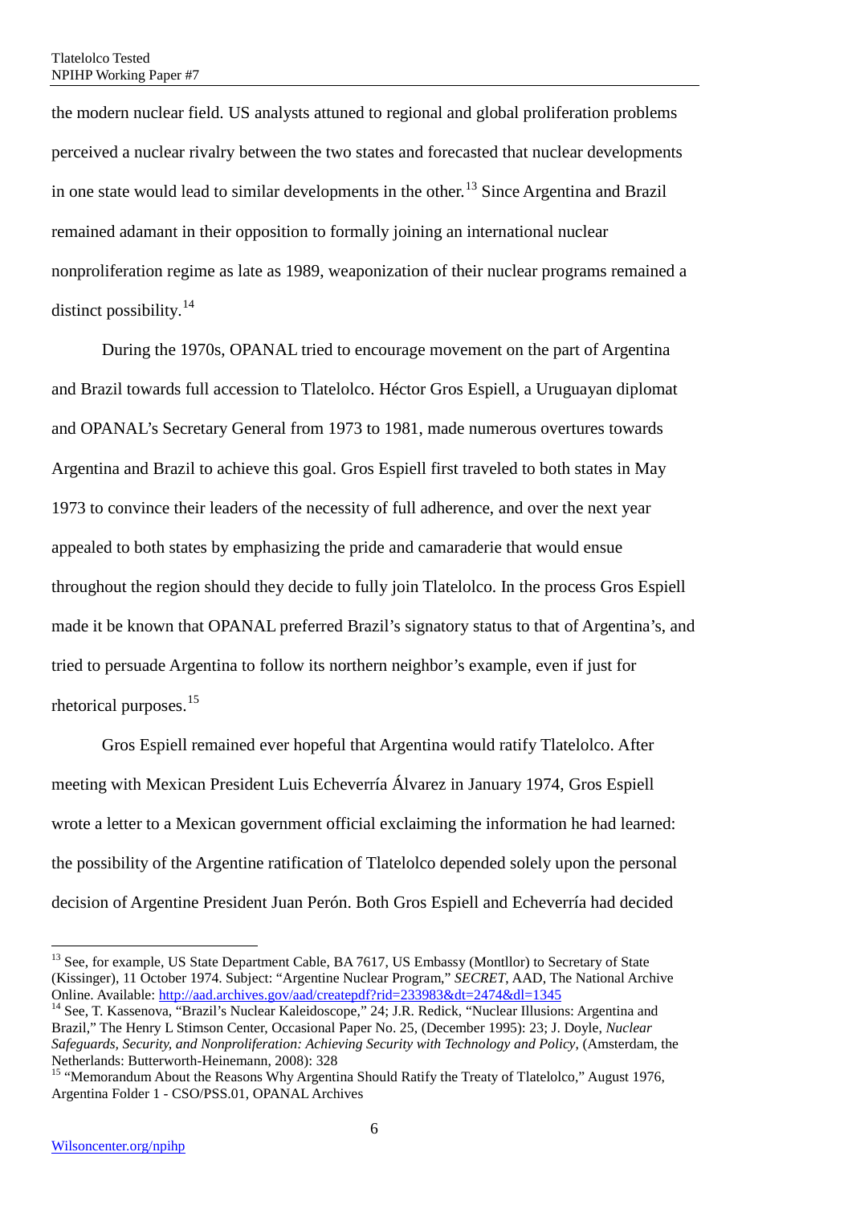the modern nuclear field. US analysts attuned to regional and global proliferation problems perceived a nuclear rivalry between the two states and forecasted that nuclear developments in one state would lead to similar developments in the other.[13] Since Argentina and Brazil remained adamant in their opposition to formally joining an international nuclear nonproliferation regime as late as 1989, weaponization of their nuclear programs remained a distinct possibility.[14]

During the 1970s, OPANAL tried to encourage movement on the part of Argentina and Brazil towards full accession to Tlatelolco. Héctor Gros Espiell, a Uruguayan diplomat and OPANAL's Secretary General from 1973 to 1981, made numerous overtures towards Argentina and Brazil to achieve this goal. Gros Espiell first traveled to both states in May 1973 to convince their leaders of the necessity of full adherence, and over the next year appealed to both states by emphasizing the pride and camaraderie that would ensue throughout the region should they decide to fully join Tlatelolco. In the process Gros Espiell made it be known that OPANAL preferred Brazil's signatory status to that of Argentina's, and tried to persuade Argentina to follow its northern neighbor's example, even if just for rhetorical purposes.[15]

Gros Espiell remained ever hopeful that Argentina would ratify Tlatelolco. After meeting with Mexican President Luis Echeverría Álvarez in January 1974, Gros Espiell wrote a letter to a Mexican government official exclaiming the information he had learned: the possibility of the Argentine ratification of Tlatelolco depended solely upon the personal decision of Argentine President Juan Perón. Both Gros Espiell and Echeverría had decided

---

[13] See, for example, US State Department Cable, BA 7617, US Embassy (Montllor) to Secretary of State (Kissinger), 11 October 1974. Subject: "Argentine Nuclear Program," *SECRET*, AAD, The National Archive Online. Available: http://aad.archives.gov/aad/createpdf?rid=233983&dt=2474&dl=1345

[14] See, T. Kassenova, "Brazil's Nuclear Kaleidoscope," 24; J.R. Redick, "Nuclear Illusions: Argentina and Brazil," The Henry L Stimson Center, Occasional Paper No. 25, (December 1995): 23; J. Doyle, *Nuclear Safeguards, Security, and Nonproliferation: Achieving Security with Technology and Policy*, (Amsterdam, the Netherlands: Butterworth-Heinemann, 2008): 328

[15] "Memorandum About the Reasons Why Argentina Should Ratify the Treaty of Tlatelolco," August 1976, Argentina Folder 1 - CSO/PSS.01, OPANAL Archives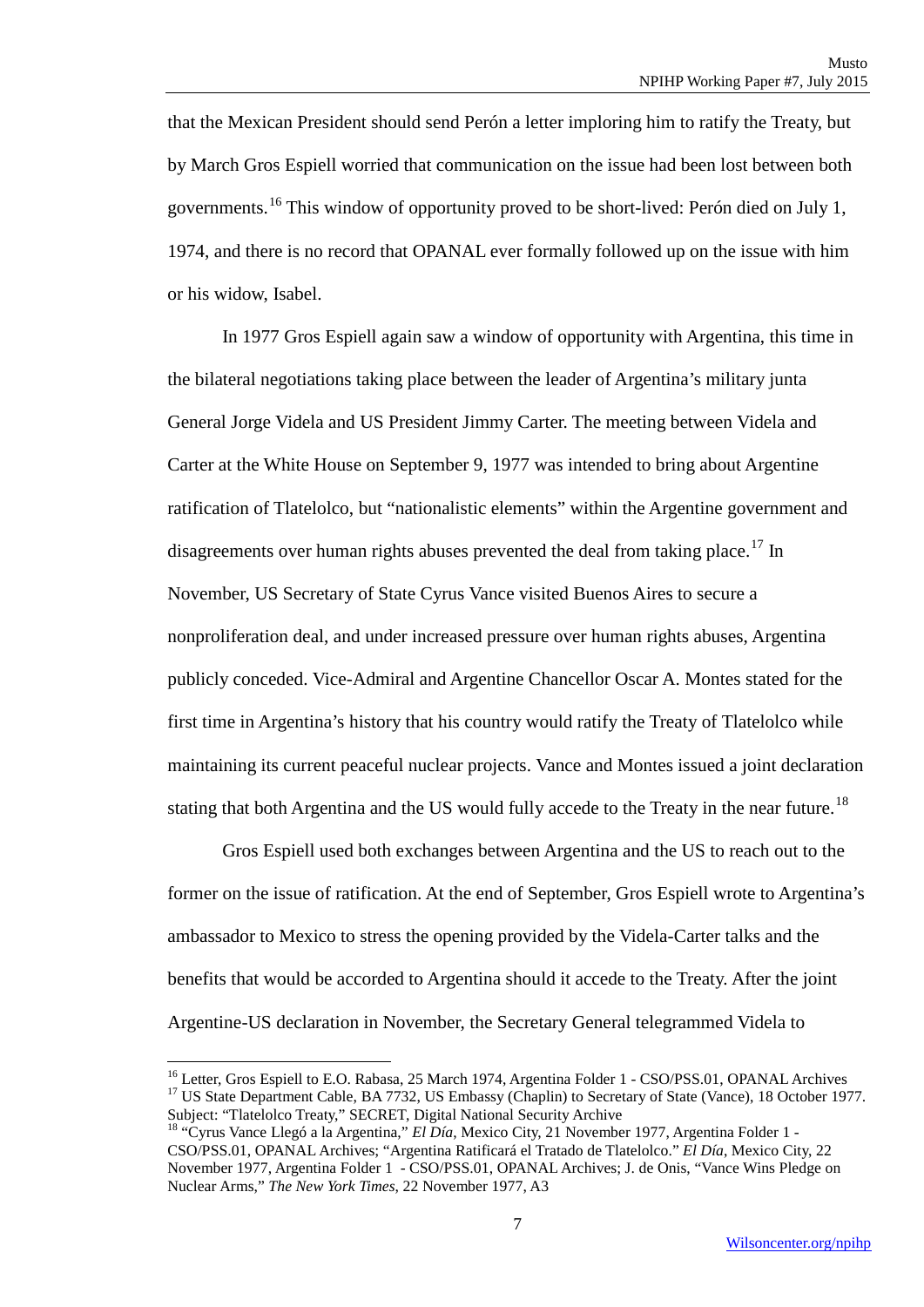that the Mexican President should send Perón a letter imploring him to ratify the Treaty, but by March Gros Espiell worried that communication on the issue had been lost between both governments.[16] This window of opportunity proved to be short-lived: Perón died on July 1, 1974, and there is no record that OPANAL ever formally followed up on the issue with him or his widow, Isabel.

In 1977 Gros Espiell again saw a window of opportunity with Argentina, this time in the bilateral negotiations taking place between the leader of Argentina's military junta General Jorge Videla and US President Jimmy Carter. The meeting between Videla and Carter at the White House on September 9, 1977 was intended to bring about Argentine ratification of Tlatelolco, but "nationalistic elements" within the Argentine government and disagreements over human rights abuses prevented the deal from taking place.[17] In November, US Secretary of State Cyrus Vance visited Buenos Aires to secure a nonproliferation deal, and under increased pressure over human rights abuses, Argentina publicly conceded. Vice-Admiral and Argentine Chancellor Oscar A. Montes stated for the first time in Argentina's history that his country would ratify the Treaty of Tlatelolco while maintaining its current peaceful nuclear projects. Vance and Montes issued a joint declaration stating that both Argentina and the US would fully accede to the Treaty in the near future.[18]

Gros Espiell used both exchanges between Argentina and the US to reach out to the former on the issue of ratification. At the end of September, Gros Espiell wrote to Argentina's ambassador to Mexico to stress the opening provided by the Videla-Carter talks and the benefits that would be accorded to Argentina should it accede to the Treaty. After the joint Argentine-US declaration in November, the Secretary General telegrammed Videla to

---

[16] Letter, Gros Espiell to E.O. Rabasa, 25 March 1974, Argentina Folder 1 - CSO/PSS.01, OPANAL Archives

[17] US State Department Cable, BA 7732, US Embassy (Chaplin) to Secretary of State (Vance), 18 October 1977. Subject: "Tlatelolco Treaty," SECRET, Digital National Security Archive

[18] "Cyrus Vance Llegó a la Argentina," *El Día*, Mexico City, 21 November 1977, Argentina Folder 1 - CSO/PSS.01, OPANAL Archives; "Argentina Ratificará el Tratado de Tlatelolco." *El Día*, Mexico City, 22 November 1977, Argentina Folder 1 - CSO/PSS.01, OPANAL Archives; J. de Onis, "Vance Wins Pledge on Nuclear Arms," *The New York Times*, 22 November 1977, A3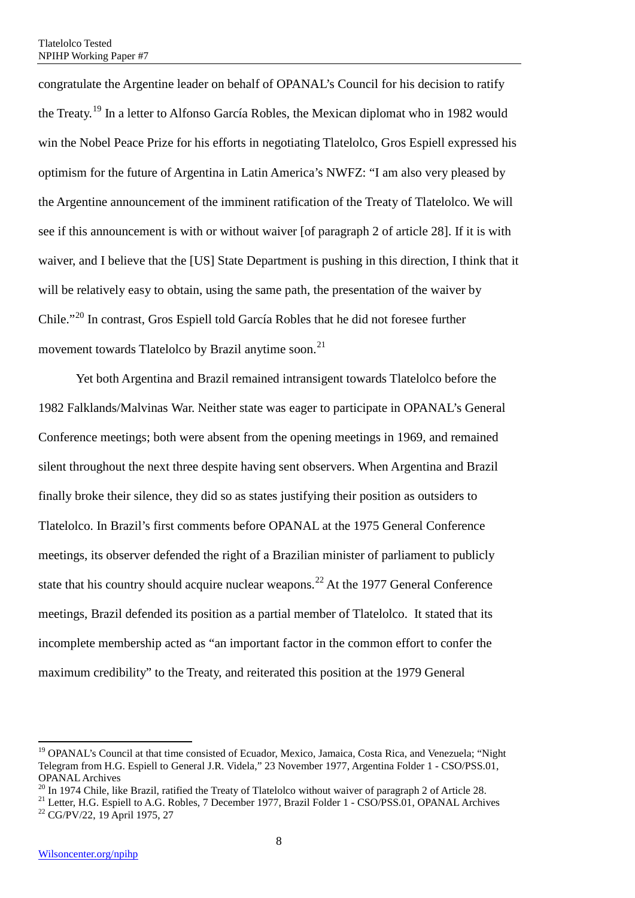congratulate the Argentine leader on behalf of OPANAL's Council for his decision to ratify the Treaty.[19] In a letter to Alfonso García Robles, the Mexican diplomat who in 1982 would win the Nobel Peace Prize for his efforts in negotiating Tlatelolco, Gros Espiell expressed his optimism for the future of Argentina in Latin America's NWFZ: "I am also very pleased by the Argentine announcement of the imminent ratification of the Treaty of Tlatelolco. We will see if this announcement is with or without waiver [of paragraph 2 of article 28]. If it is with waiver, and I believe that the [US] State Department is pushing in this direction, I think that it will be relatively easy to obtain, using the same path, the presentation of the waiver by Chile."[20] In contrast, Gros Espiell told García Robles that he did not foresee further movement towards Tlatelolco by Brazil anytime soon.[21]

Yet both Argentina and Brazil remained intransigent towards Tlatelolco before the 1982 Falklands/Malvinas War. Neither state was eager to participate in OPANAL's General Conference meetings; both were absent from the opening meetings in 1969, and remained silent throughout the next three despite having sent observers. When Argentina and Brazil finally broke their silence, they did so as states justifying their position as outsiders to Tlatelolco. In Brazil's first comments before OPANAL at the 1975 General Conference meetings, its observer defended the right of a Brazilian minister of parliament to publicly state that his country should acquire nuclear weapons.[22] At the 1977 General Conference meetings, Brazil defended its position as a partial member of Tlatelolco. It stated that its incomplete membership acted as "an important factor in the common effort to confer the maximum credibility" to the Treaty, and reiterated this position at the 1979 General

---

[19] OPANAL's Council at that time consisted of Ecuador, Mexico, Jamaica, Costa Rica, and Venezuela; "Night Telegram from H.G. Espiell to General J.R. Videla," 23 November 1977, Argentina Folder 1 - CSO/PSS.01, OPANAL Archives

[20] In 1974 Chile, like Brazil, ratified the Treaty of Tlatelolco without waiver of paragraph 2 of Article 28.

[21] Letter, H.G. Espiell to A.G. Robles, 7 December 1977, Brazil Folder 1 - CSO/PSS.01, OPANAL Archives

[22] CG/PV/22, 19 April 1975, 27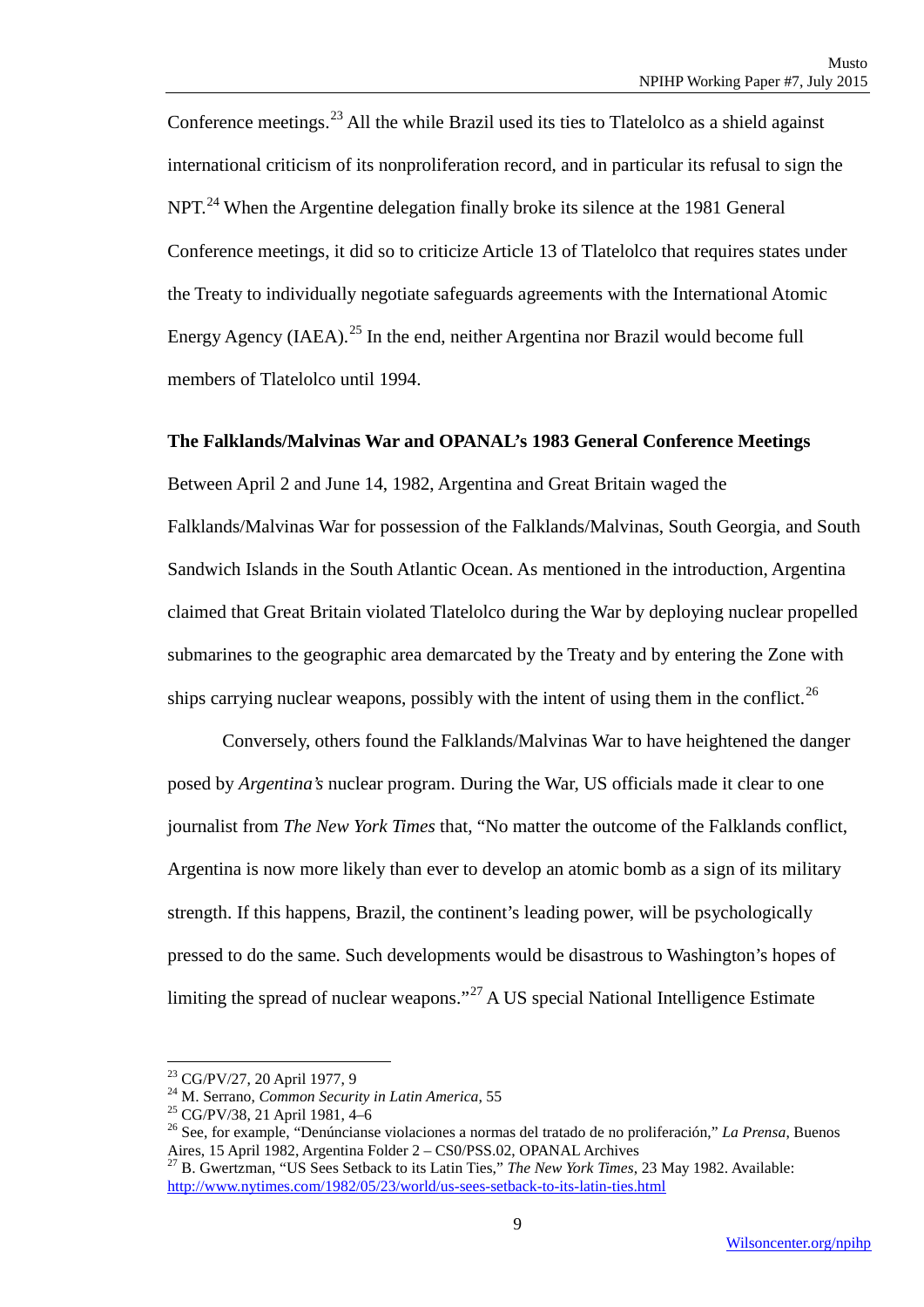Conference meetings.[23] All the while Brazil used its ties to Tlatelolco as a shield against international criticism of its nonproliferation record, and in particular its refusal to sign the NPT.[24] When the Argentine delegation finally broke its silence at the 1981 General Conference meetings, it did so to criticize Article 13 of Tlatelolco that requires states under the Treaty to individually negotiate safeguards agreements with the International Atomic Energy Agency (IAEA).[25] In the end, neither Argentina nor Brazil would become full members of Tlatelolco until 1994.

**The Falklands/Malvinas War and OPANAL's 1983 General Conference Meetings**

Between April 2 and June 14, 1982, Argentina and Great Britain waged the Falklands/Malvinas War for possession of the Falklands/Malvinas, South Georgia, and South Sandwich Islands in the South Atlantic Ocean. As mentioned in the introduction, Argentina claimed that Great Britain violated Tlatelolco during the War by deploying nuclear propelled submarines to the geographic area demarcated by the Treaty and by entering the Zone with ships carrying nuclear weapons, possibly with the intent of using them in the conflict.[26]

Conversely, others found the Falklands/Malvinas War to have heightened the danger posed by *Argentina's* nuclear program. During the War, US officials made it clear to one journalist from *The New York Times* that, "No matter the outcome of the Falklands conflict, Argentina is now more likely than ever to develop an atomic bomb as a sign of its military strength. If this happens, Brazil, the continent's leading power, will be psychologically pressed to do the same. Such developments would be disastrous to Washington's hopes of limiting the spread of nuclear weapons."[27] A US special National Intelligence Estimate

---

[23] CG/PV/27, 20 April 1977, 9

[24] M. Serrano, *Common Security in Latin America*, 55

[25] CG/PV/38, 21 April 1981, 4–6

[26] See, for example, "Denúncianse violaciones a normas del tratado de no proliferación," *La Prensa*, Buenos Aires, 15 April 1982, Argentina Folder 2 – CS0/PSS.02, OPANAL Archives

[27] B. Gwertzman, "US Sees Setback to its Latin Ties," *The New York Times*, 23 May 1982. Available: http://www.nytimes.com/1982/05/23/world/us-sees-setback-to-its-latin-ties.html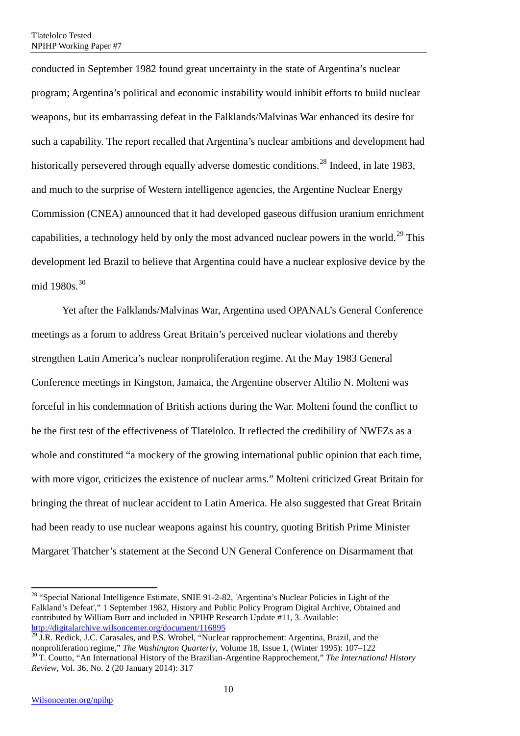conducted in September 1982 found great uncertainty in the state of Argentina's nuclear program; Argentina's political and economic instability would inhibit efforts to build nuclear weapons, but its embarrassing defeat in the Falklands/Malvinas War enhanced its desire for such a capability. The report recalled that Argentina's nuclear ambitions and development had historically persevered through equally adverse domestic conditions.[28] Indeed, in late 1983, and much to the surprise of Western intelligence agencies, the Argentine Nuclear Energy Commission (CNEA) announced that it had developed gaseous diffusion uranium enrichment capabilities, a technology held by only the most advanced nuclear powers in the world.[29] This development led Brazil to believe that Argentina could have a nuclear explosive device by the mid 1980s.[30]

Yet after the Falklands/Malvinas War, Argentina used OPANAL's General Conference meetings as a forum to address Great Britain's perceived nuclear violations and thereby strengthen Latin America's nuclear nonproliferation regime. At the May 1983 General Conference meetings in Kingston, Jamaica, the Argentine observer Altilio N. Molteni was forceful in his condemnation of British actions during the War. Molteni found the conflict to be the first test of the effectiveness of Tlatelolco. It reflected the credibility of NWFZs as a whole and constituted "a mockery of the growing international public opinion that each time, with more vigor, criticizes the existence of nuclear arms." Molteni criticized Great Britain for bringing the threat of nuclear accident to Latin America. He also suggested that Great Britain had been ready to use nuclear weapons against his country, quoting British Prime Minister Margaret Thatcher's statement at the Second UN General Conference on Disarmament that

---

[28] "Special National Intelligence Estimate, SNIE 91-2-82, 'Argentina's Nuclear Policies in Light of the Falkland's Defeat'," 1 September 1982, History and Public Policy Program Digital Archive, Obtained and contributed by William Burr and included in NPIHP Research Update #11, 3. Available: http://digitalarchive.wilsoncenter.org/document/116895

[29] J.R. Redick, J.C. Carasales, and P.S. Wrobel, "Nuclear rapprochement: Argentina, Brazil, and the nonproliferation regime," *The Washington Quarterly*, Volume 18, Issue 1, (Winter 1995): 107–122

[30] T. Coutto, "An International History of the Brazilian-Argentine Rapprochement," *The International History Review*, Vol. 36, No. 2 (20 January 2014): 317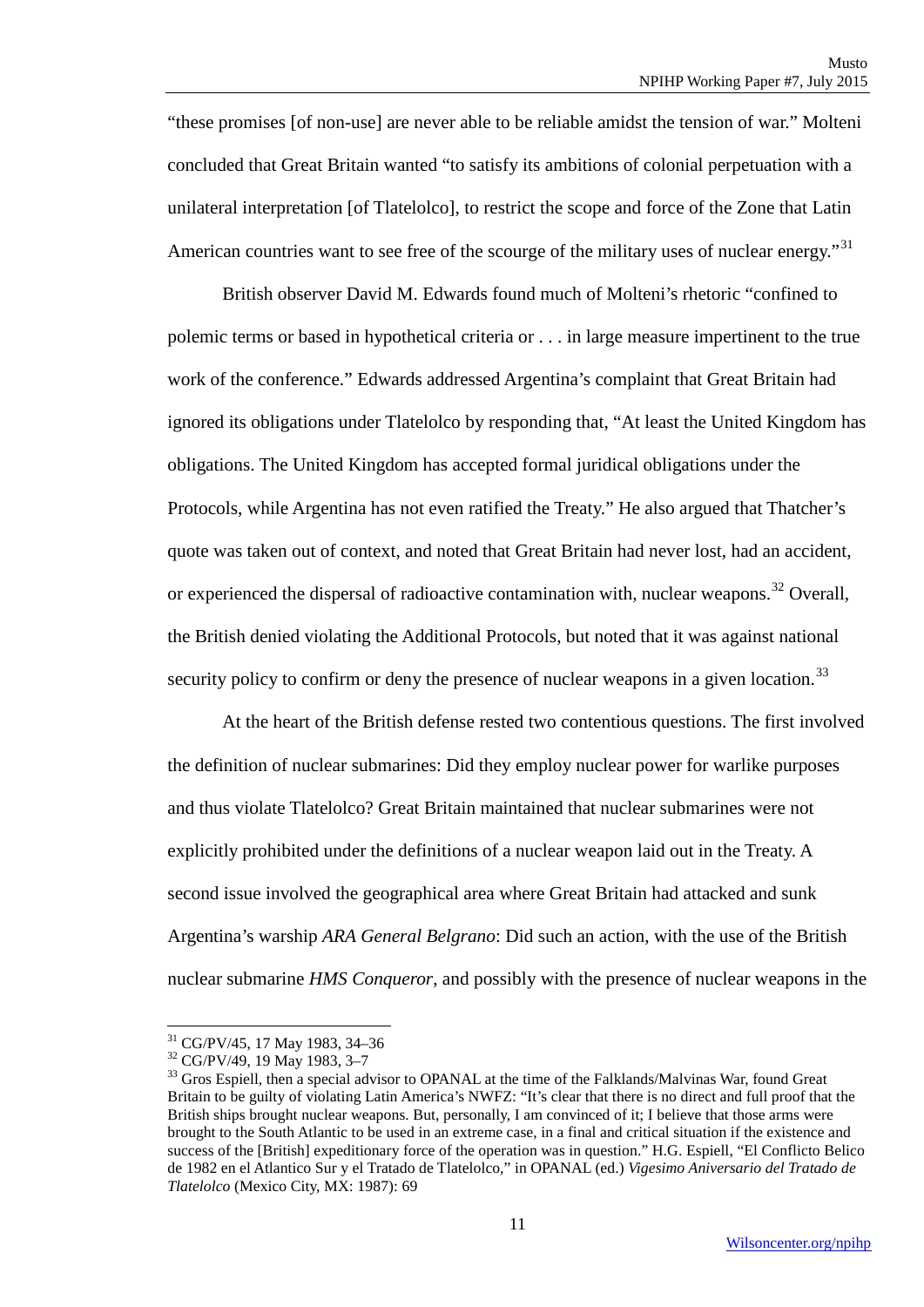"these promises [of non-use] are never able to be reliable amidst the tension of war." Molteni concluded that Great Britain wanted "to satisfy its ambitions of colonial perpetuation with a unilateral interpretation [of Tlatelolco], to restrict the scope and force of the Zone that Latin American countries want to see free of the scourge of the military uses of nuclear energy."[31]

British observer David M. Edwards found much of Molteni's rhetoric "confined to polemic terms or based in hypothetical criteria or . . . in large measure impertinent to the true work of the conference." Edwards addressed Argentina's complaint that Great Britain had ignored its obligations under Tlatelolco by responding that, "At least the United Kingdom has obligations. The United Kingdom has accepted formal juridical obligations under the Protocols, while Argentina has not even ratified the Treaty." He also argued that Thatcher's quote was taken out of context, and noted that Great Britain had never lost, had an accident, or experienced the dispersal of radioactive contamination with, nuclear weapons.[32] Overall, the British denied violating the Additional Protocols, but noted that it was against national security policy to confirm or deny the presence of nuclear weapons in a given location.[33]

At the heart of the British defense rested two contentious questions. The first involved the definition of nuclear submarines: Did they employ nuclear power for warlike purposes and thus violate Tlatelolco? Great Britain maintained that nuclear submarines were not explicitly prohibited under the definitions of a nuclear weapon laid out in the Treaty. A second issue involved the geographical area where Great Britain had attacked and sunk Argentina's warship *ARA General Belgrano*: Did such an action, with the use of the British nuclear submarine *HMS Conqueror*, and possibly with the presence of nuclear weapons in the

---

[31] CG/PV/45, 17 May 1983, 34–36

[32] CG/PV/49, 19 May 1983, 3–7

[33] Gros Espiell, then a special advisor to OPANAL at the time of the Falklands/Malvinas War, found Great Britain to be guilty of violating Latin America's NWFZ: "It's clear that there is no direct and full proof that the British ships brought nuclear weapons. But, personally, I am convinced of it; I believe that those arms were brought to the South Atlantic to be used in an extreme case, in a final and critical situation if the existence and success of the [British] expeditionary force of the operation was in question." H.G. Espiell, "El Conflicto Belico de 1982 en el Atlantico Sur y el Tratado de Tlatelolco," in OPANAL (ed.) *Vigesimo Aniversario del Tratado de Tlatelolco* (Mexico City, MX: 1987): 69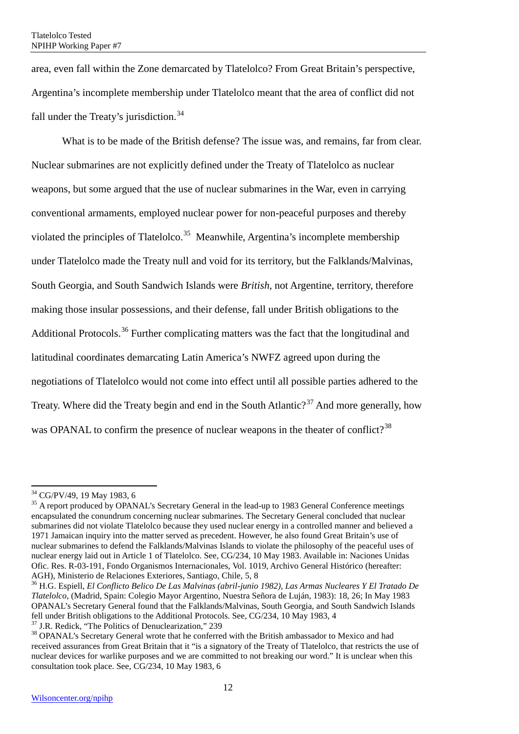area, even fall within the Zone demarcated by Tlatelolco? From Great Britain's perspective, Argentina's incomplete membership under Tlatelolco meant that the area of conflict did not fall under the Treaty's jurisdiction.[34]

What is to be made of the British defense? The issue was, and remains, far from clear. Nuclear submarines are not explicitly defined under the Treaty of Tlatelolco as nuclear weapons, but some argued that the use of nuclear submarines in the War, even in carrying conventional armaments, employed nuclear power for non-peaceful purposes and thereby violated the principles of Tlatelolco.[35] Meanwhile, Argentina's incomplete membership under Tlatelolco made the Treaty null and void for its territory, but the Falklands/Malvinas, South Georgia, and South Sandwich Islands were *British*, not Argentine, territory, therefore making those insular possessions, and their defense, fall under British obligations to the Additional Protocols.[36] Further complicating matters was the fact that the longitudinal and latitudinal coordinates demarcating Latin America's NWFZ agreed upon during the negotiations of Tlatelolco would not come into effect until all possible parties adhered to the Treaty. Where did the Treaty begin and end in the South Atlantic?[37] And more generally, how was OPANAL to confirm the presence of nuclear weapons in the theater of conflict?[38]

---

[34] CG/PV/49, 19 May 1983, 6

[35] A report produced by OPANAL's Secretary General in the lead-up to 1983 General Conference meetings encapsulated the conundrum concerning nuclear submarines. The Secretary General concluded that nuclear submarines did not violate Tlatelolco because they used nuclear energy in a controlled manner and believed a 1971 Jamaican inquiry into the matter served as precedent. However, he also found Great Britain's use of nuclear submarines to defend the Falklands/Malvinas Islands to violate the philosophy of the peaceful uses of nuclear energy laid out in Article 1 of Tlatelolco. See, CG/234, 10 May 1983. Available in: Naciones Unidas Ofic. Res. R-03-191, Fondo Organismos Internacionales, Vol. 1019, Archivo General Histórico (hereafter: AGH), Ministerio de Relaciones Exteriores, Santiago, Chile, 5, 8

[36] H.G. Espiell, *El Conflicto Belico De Las Malvinas (abril-junio 1982), Las Armas Nucleares Y El Tratado De Tlatelolco*, (Madrid, Spain: Colegio Mayor Argentino, Nuestra Señora de Luján, 1983): 18, 26; In May 1983 OPANAL's Secretary General found that the Falklands/Malvinas, South Georgia, and South Sandwich Islands fell under British obligations to the Additional Protocols. See, CG/234, 10 May 1983, 4

[37] J.R. Redick, "The Politics of Denuclearization," 239

[38] OPANAL's Secretary General wrote that he conferred with the British ambassador to Mexico and had received assurances from Great Britain that it "is a signatory of the Treaty of Tlatelolco, that restricts the use of nuclear devices for warlike purposes and we are committed to not breaking our word." It is unclear when this consultation took place. See, CG/234, 10 May 1983, 6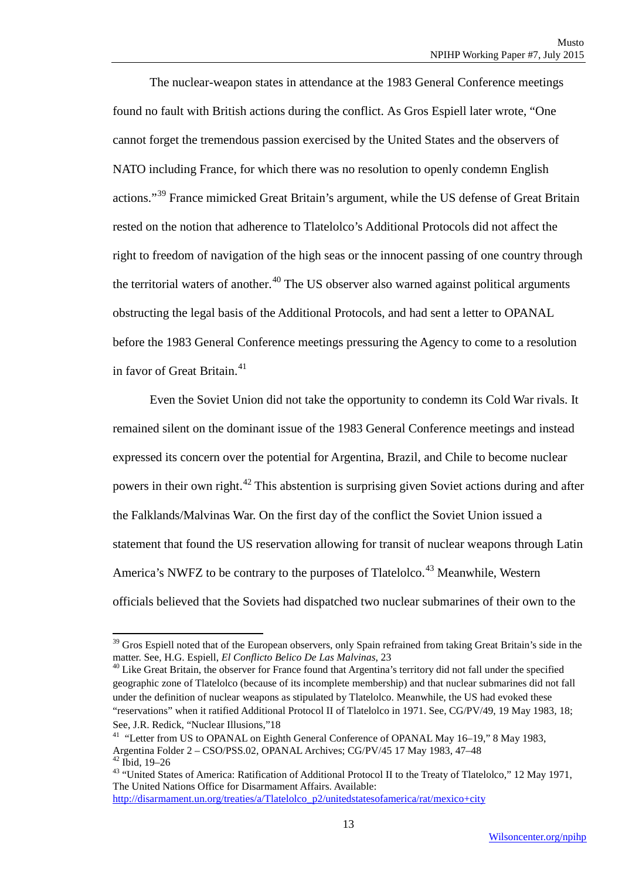The nuclear-weapon states in attendance at the 1983 General Conference meetings found no fault with British actions during the conflict. As Gros Espiell later wrote, "One cannot forget the tremendous passion exercised by the United States and the observers of NATO including France, for which there was no resolution to openly condemn English actions."[39] France mimicked Great Britain's argument, while the US defense of Great Britain rested on the notion that adherence to Tlatelolco's Additional Protocols did not affect the right to freedom of navigation of the high seas or the innocent passing of one country through the territorial waters of another.[40] The US observer also warned against political arguments obstructing the legal basis of the Additional Protocols, and had sent a letter to OPANAL before the 1983 General Conference meetings pressuring the Agency to come to a resolution in favor of Great Britain.[41]

Even the Soviet Union did not take the opportunity to condemn its Cold War rivals. It remained silent on the dominant issue of the 1983 General Conference meetings and instead expressed its concern over the potential for Argentina, Brazil, and Chile to become nuclear powers in their own right.[42] This abstention is surprising given Soviet actions during and after the Falklands/Malvinas War. On the first day of the conflict the Soviet Union issued a statement that found the US reservation allowing for transit of nuclear weapons through Latin America's NWFZ to be contrary to the purposes of Tlatelolco.[43] Meanwhile, Western officials believed that the Soviets had dispatched two nuclear submarines of their own to the

---

[39] Gros Espiell noted that of the European observers, only Spain refrained from taking Great Britain's side in the matter. See, H.G. Espiell, *El Conflicto Belico De Las Malvinas*, 23

[40] Like Great Britain, the observer for France found that Argentina's territory did not fall under the specified geographic zone of Tlatelolco (because of its incomplete membership) and that nuclear submarines did not fall under the definition of nuclear weapons as stipulated by Tlatelolco. Meanwhile, the US had evoked these "reservations" when it ratified Additional Protocol II of Tlatelolco in 1971. See, CG/PV/49, 19 May 1983, 18; See, J.R. Redick, "Nuclear Illusions,"18

[41] "Letter from US to OPANAL on Eighth General Conference of OPANAL May 16–19," 8 May 1983, Argentina Folder 2 – CSO/PSS.02, OPANAL Archives; CG/PV/45 17 May 1983, 47–48

[42] Ibid, 19–26

[43] "United States of America: Ratification of Additional Protocol II to the Treaty of Tlatelolco," 12 May 1971, The United Nations Office for Disarmament Affairs. Available: http://disarmament.un.org/treaties/a/Tlatelolco_p2/unitedstatesofamerica/rat/mexico+city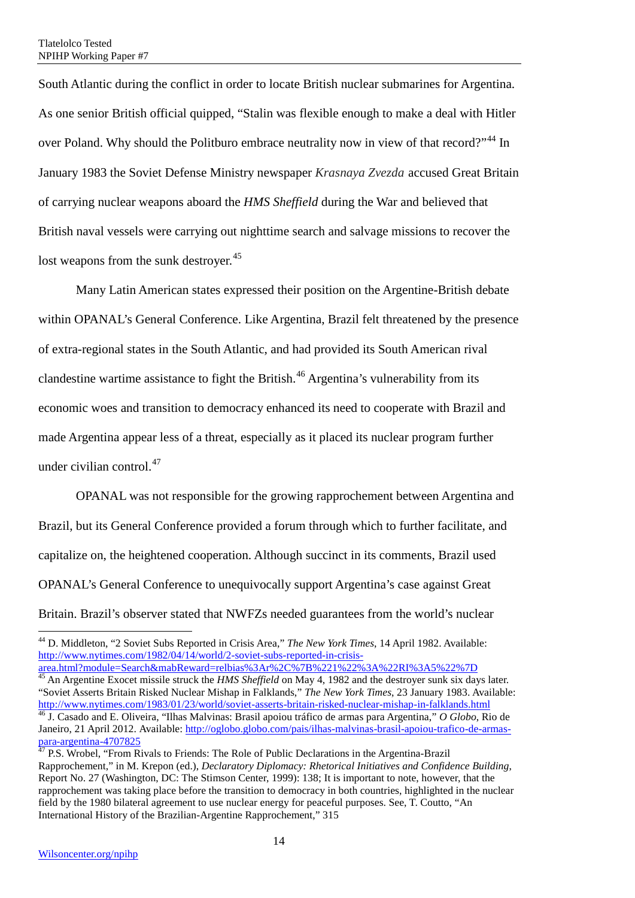South Atlantic during the conflict in order to locate British nuclear submarines for Argentina. As one senior British official quipped, "Stalin was flexible enough to make a deal with Hitler over Poland. Why should the Politburo embrace neutrality now in view of that record?"[44] In January 1983 the Soviet Defense Ministry newspaper *Krasnaya Zvezda* accused Great Britain of carrying nuclear weapons aboard the *HMS Sheffield* during the War and believed that British naval vessels were carrying out nighttime search and salvage missions to recover the lost weapons from the sunk destroyer.[45]

Many Latin American states expressed their position on the Argentine-British debate within OPANAL's General Conference. Like Argentina, Brazil felt threatened by the presence of extra-regional states in the South Atlantic, and had provided its South American rival clandestine wartime assistance to fight the British.[46] Argentina's vulnerability from its economic woes and transition to democracy enhanced its need to cooperate with Brazil and made Argentina appear less of a threat, especially as it placed its nuclear program further under civilian control.[47]

OPANAL was not responsible for the growing rapprochement between Argentina and Brazil, but its General Conference provided a forum through which to further facilitate, and capitalize on, the heightened cooperation. Although succinct in its comments, Brazil used OPANAL's General Conference to unequivocally support Argentina's case against Great Britain. Brazil's observer stated that NWFZs needed guarantees from the world's nuclear

---

[44] D. Middleton, "2 Soviet Subs Reported in Crisis Area," *The New York Times*, 14 April 1982. Available: http://www.nytimes.com/1982/04/14/world/2-soviet-subs-reported-in-crisis-area.html?module=Search&mabReward=relbias%3Ar%2C%7B%221%22%3A%22RI%3A5%22%7D

[45] An Argentine Exocet missile struck the *HMS Sheffield* on May 4, 1982 and the destroyer sunk six days later. "Soviet Asserts Britain Risked Nuclear Mishap in Falklands," *The New York Times*, 23 January 1983. Available: http://www.nytimes.com/1983/01/23/world/soviet-asserts-britain-risked-nuclear-mishap-in-falklands.html

[46] J. Casado and E. Oliveira, "Ilhas Malvinas: Brasil apoiou tráfico de armas para Argentina," *O Globo*, Rio de Janeiro, 21 April 2012. Available: http://oglobo.globo.com/pais/ilhas-malvinas-brasil-apoiou-trafico-de-armas-para-argentina-4707825

[47] P.S. Wrobel, "From Rivals to Friends: The Role of Public Declarations in the Argentina-Brazil Rapprochement," in M. Krepon (ed.), *Declaratory Diplomacy: Rhetorical Initiatives and Confidence Building*, Report No. 27 (Washington, DC: The Stimson Center, 1999): 138; It is important to note, however, that the rapprochement was taking place before the transition to democracy in both countries, highlighted in the nuclear field by the 1980 bilateral agreement to use nuclear energy for peaceful purposes. See, T. Coutto, "An International History of the Brazilian-Argentine Rapprochement," 315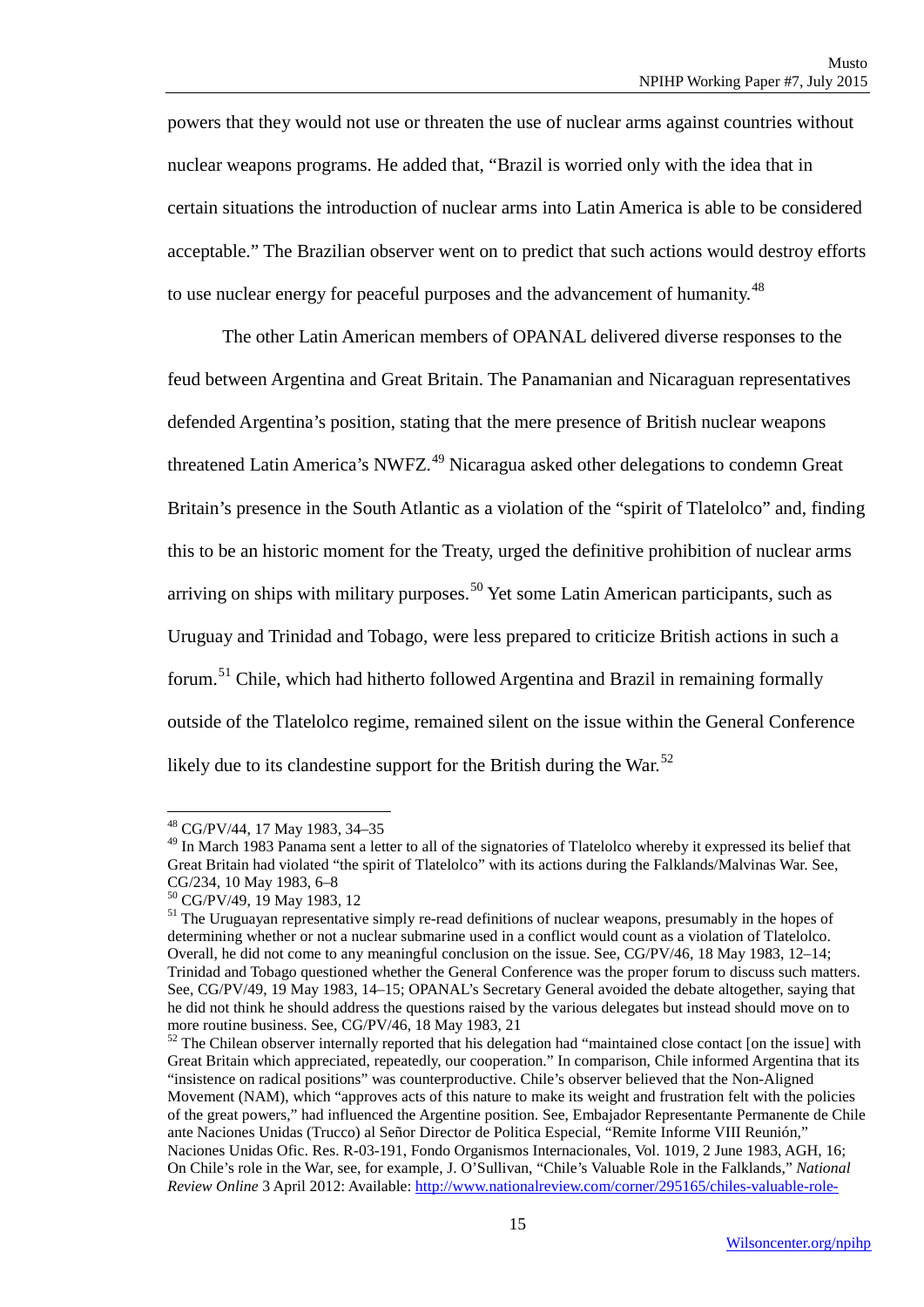powers that they would not use or threaten the use of nuclear arms against countries without nuclear weapons programs. He added that, "Brazil is worried only with the idea that in certain situations the introduction of nuclear arms into Latin America is able to be considered acceptable." The Brazilian observer went on to predict that such actions would destroy efforts to use nuclear energy for peaceful purposes and the advancement of humanity.[48]

The other Latin American members of OPANAL delivered diverse responses to the feud between Argentina and Great Britain. The Panamanian and Nicaraguan representatives defended Argentina's position, stating that the mere presence of British nuclear weapons threatened Latin America's NWFZ.[49] Nicaragua asked other delegations to condemn Great Britain's presence in the South Atlantic as a violation of the "spirit of Tlatelolco" and, finding this to be an historic moment for the Treaty, urged the definitive prohibition of nuclear arms arriving on ships with military purposes.[50] Yet some Latin American participants, such as Uruguay and Trinidad and Tobago, were less prepared to criticize British actions in such a forum.[51] Chile, which had hitherto followed Argentina and Brazil in remaining formally outside of the Tlatelolco regime, remained silent on the issue within the General Conference likely due to its clandestine support for the British during the War.[52]

---

[48] CG/PV/44, 17 May 1983, 34–35

[49] In March 1983 Panama sent a letter to all of the signatories of Tlatelolco whereby it expressed its belief that Great Britain had violated "the spirit of Tlatelolco" with its actions during the Falklands/Malvinas War. See, CG/234, 10 May 1983, 6–8

[50] CG/PV/49, 19 May 1983, 12

[51] The Uruguayan representative simply re-read definitions of nuclear weapons, presumably in the hopes of determining whether or not a nuclear submarine used in a conflict would count as a violation of Tlatelolco. Overall, he did not come to any meaningful conclusion on the issue. See, CG/PV/46, 18 May 1983, 12–14; Trinidad and Tobago questioned whether the General Conference was the proper forum to discuss such matters. See, CG/PV/49, 19 May 1983, 14–15; OPANAL's Secretary General avoided the debate altogether, saying that he did not think he should address the questions raised by the various delegates but instead should move on to more routine business. See, CG/PV/46, 18 May 1983, 21

[52] The Chilean observer internally reported that his delegation had "maintained close contact [on the issue] with Great Britain which appreciated, repeatedly, our cooperation." In comparison, Chile informed Argentina that its "insistence on radical positions" was counterproductive. Chile's observer believed that the Non-Aligned Movement (NAM), which "approves acts of this nature to make its weight and frustration felt with the policies of the great powers," had influenced the Argentine position. See, Embajador Representante Permanente de Chile ante Naciones Unidas (Trucco) al Señor Director de Politica Especial, "Remite Informe VIII Reunión," Naciones Unidas Ofic. Res. R-03-191, Fondo Organismos Internacionales, Vol. 1019, 2 June 1983, AGH, 16; On Chile's role in the War, see, for example, J. O'Sullivan, "Chile's Valuable Role in the Falklands," *National Review Online* 3 April 2012: Available: http://www.nationalreview.com/corner/295165/chiles-valuable-role-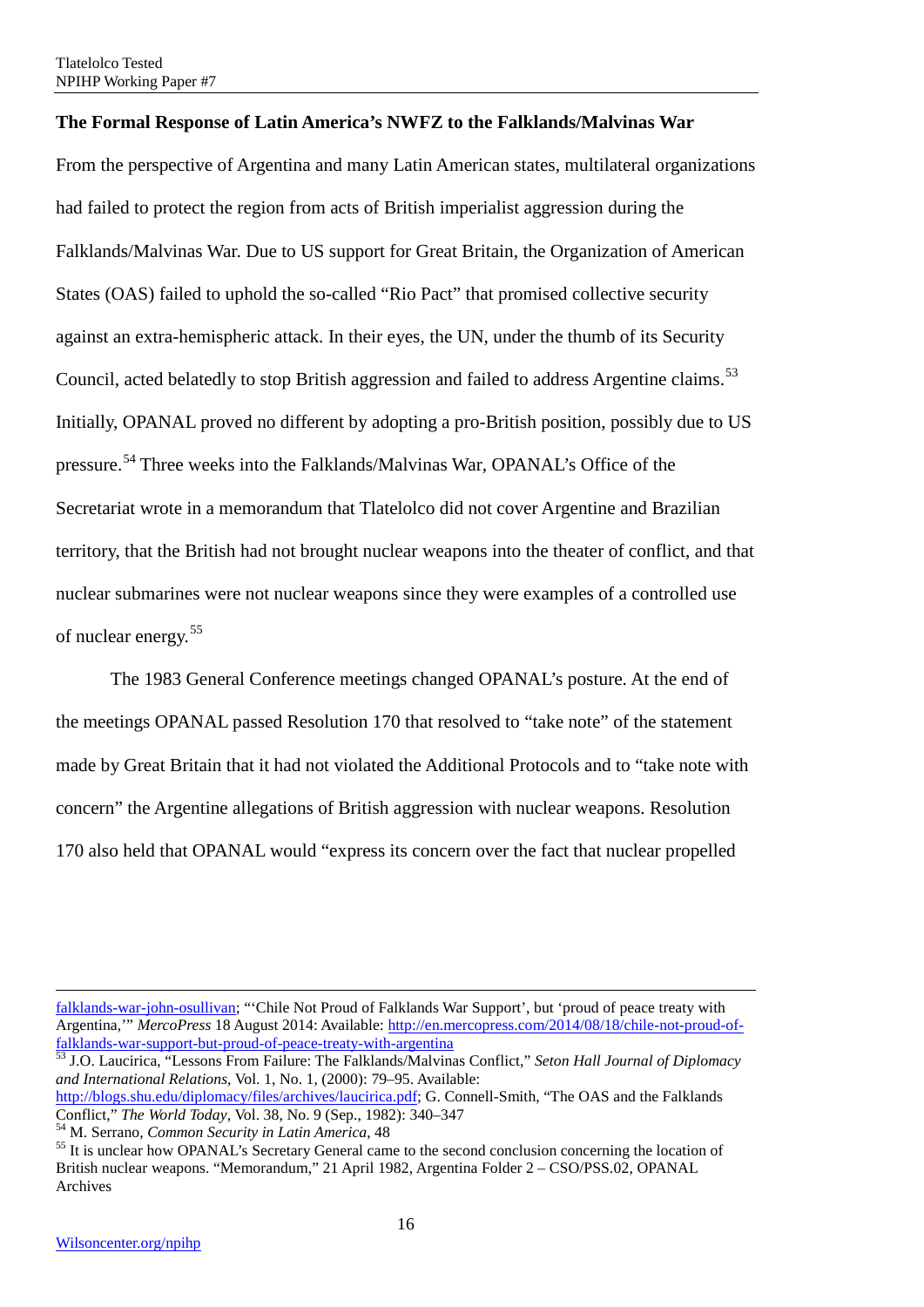**The Formal Response of Latin America's NWFZ to the Falklands/Malvinas War**

From the perspective of Argentina and many Latin American states, multilateral organizations had failed to protect the region from acts of British imperialist aggression during the Falklands/Malvinas War. Due to US support for Great Britain, the Organization of American States (OAS) failed to uphold the so-called "Rio Pact" that promised collective security against an extra-hemispheric attack. In their eyes, the UN, under the thumb of its Security Council, acted belatedly to stop British aggression and failed to address Argentine claims.[53] Initially, OPANAL proved no different by adopting a pro-British position, possibly due to US pressure.[54] Three weeks into the Falklands/Malvinas War, OPANAL's Office of the Secretariat wrote in a memorandum that Tlatelolco did not cover Argentine and Brazilian territory, that the British had not brought nuclear weapons into the theater of conflict, and that nuclear submarines were not nuclear weapons since they were examples of a controlled use of nuclear energy.[55]

The 1983 General Conference meetings changed OPANAL's posture. At the end of the meetings OPANAL passed Resolution 170 that resolved to "take note" of the statement made by Great Britain that it had not violated the Additional Protocols and to "take note with concern" the Argentine allegations of British aggression with nuclear weapons. Resolution 170 also held that OPANAL would "express its concern over the fact that nuclear propelled

---

falklands-war-john-osullivan; "'Chile Not Proud of Falklands War Support', but 'proud of peace treaty with Argentina,'" *MercoPress* 18 August 2014: Available: http://en.mercopress.com/2014/08/18/chile-not-proud-of-falklands-war-support-but-proud-of-peace-treaty-with-argentina

[53] J.O. Laucirica, "Lessons From Failure: The Falklands/Malvinas Conflict," *Seton Hall Journal of Diplomacy and International Relations*, Vol. 1, No. 1, (2000): 79–95. Available: http://blogs.shu.edu/diplomacy/files/archives/laucirica.pdf; G. Connell-Smith, "The OAS and the Falklands Conflict," *The World Today*, Vol. 38, No. 9 (Sep., 1982): 340–347

[54] M. Serrano, *Common Security in Latin America*, 48

[55] It is unclear how OPANAL's Secretary General came to the second conclusion concerning the location of British nuclear weapons. "Memorandum," 21 April 1982, Argentina Folder 2 – CSO/PSS.02, OPANAL Archives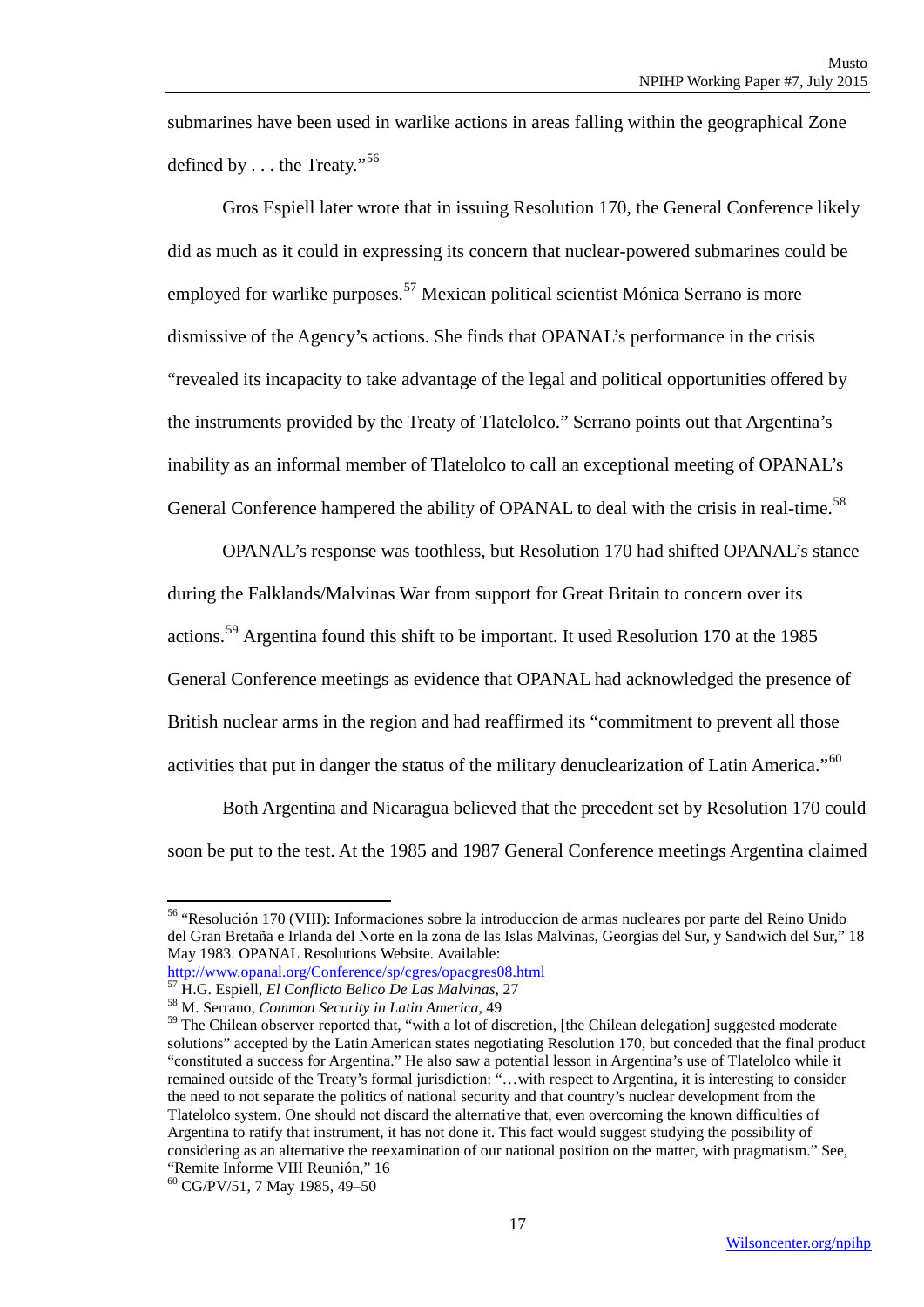submarines have been used in warlike actions in areas falling within the geographical Zone defined by . . . the Treaty."[56]

Gros Espiell later wrote that in issuing Resolution 170, the General Conference likely did as much as it could in expressing its concern that nuclear-powered submarines could be employed for warlike purposes.[57] Mexican political scientist Mónica Serrano is more dismissive of the Agency's actions. She finds that OPANAL's performance in the crisis "revealed its incapacity to take advantage of the legal and political opportunities offered by the instruments provided by the Treaty of Tlatelolco." Serrano points out that Argentina's inability as an informal member of Tlatelolco to call an exceptional meeting of OPANAL's General Conference hampered the ability of OPANAL to deal with the crisis in real-time.[58]

OPANAL's response was toothless, but Resolution 170 had shifted OPANAL's stance during the Falklands/Malvinas War from support for Great Britain to concern over its actions.[59] Argentina found this shift to be important. It used Resolution 170 at the 1985 General Conference meetings as evidence that OPANAL had acknowledged the presence of British nuclear arms in the region and had reaffirmed its "commitment to prevent all those activities that put in danger the status of the military denuclearization of Latin America."[60]

Both Argentina and Nicaragua believed that the precedent set by Resolution 170 could soon be put to the test. At the 1985 and 1987 General Conference meetings Argentina claimed

---

[56] "Resolución 170 (VIII): Informaciones sobre la introduccion de armas nucleares por parte del Reino Unido del Gran Bretaña e Irlanda del Norte en la zona de las Islas Malvinas, Georgias del Sur, y Sandwich del Sur," 18 May 1983. OPANAL Resolutions Website. Available: http://www.opanal.org/Conference/sp/cgres/opacgres08.html

[57] H.G. Espiell, *El Conflicto Belico De Las Malvinas*, 27

[58] M. Serrano, *Common Security in Latin America*, 49

[59] The Chilean observer reported that, "with a lot of discretion, [the Chilean delegation] suggested moderate solutions" accepted by the Latin American states negotiating Resolution 170, but conceded that the final product "constituted a success for Argentina." He also saw a potential lesson in Argentina's use of Tlatelolco while it remained outside of the Treaty's formal jurisdiction: "…with respect to Argentina, it is interesting to consider the need to not separate the politics of national security and that country's nuclear development from the Tlatelolco system. One should not discard the alternative that, even overcoming the known difficulties of Argentina to ratify that instrument, it has not done it. This fact would suggest studying the possibility of considering as an alternative the reexamination of our national position on the matter, with pragmatism." See, "Remite Informe VIII Reunión," 16

[60] CG/PV/51, 7 May 1985, 49–50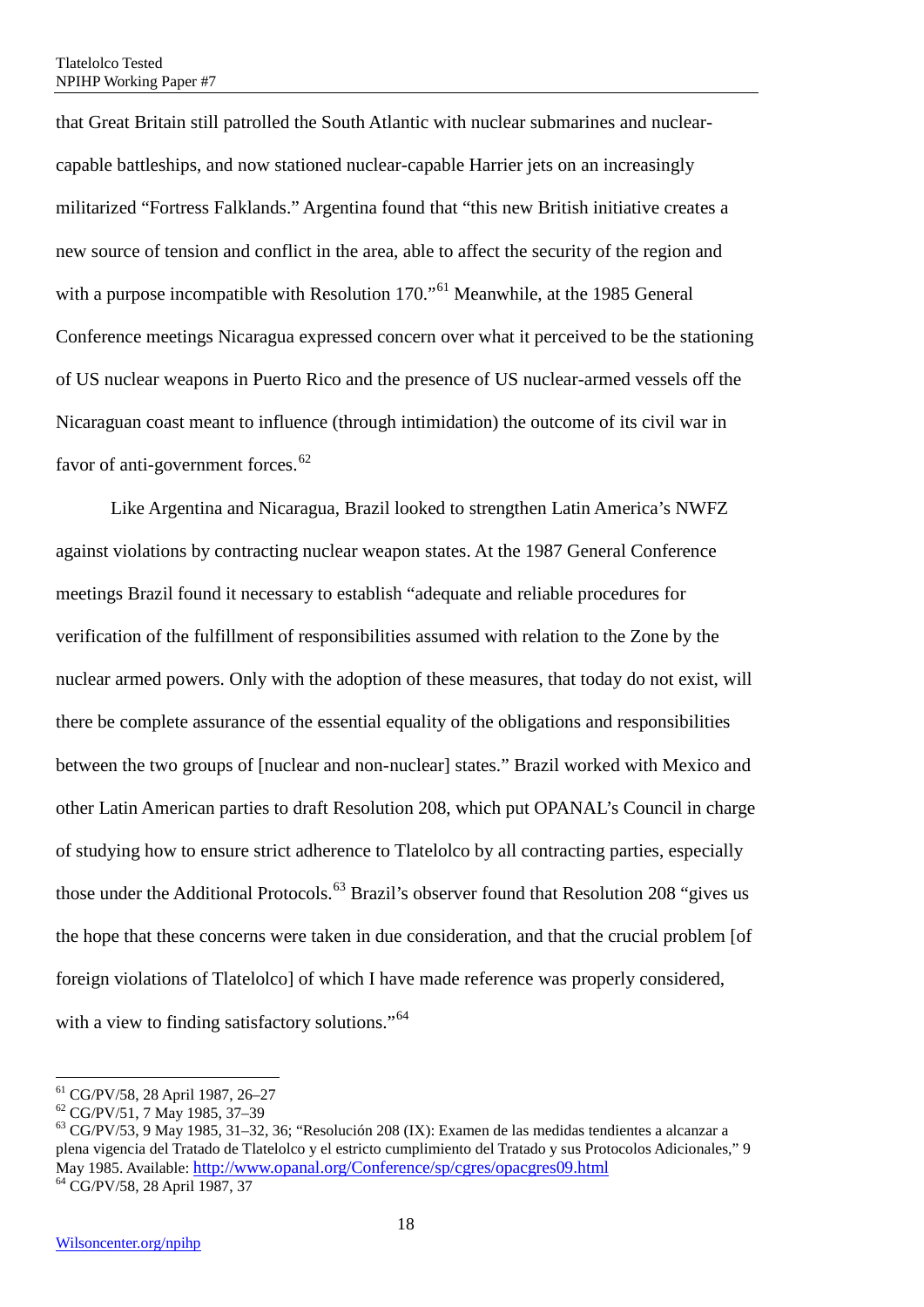that Great Britain still patrolled the South Atlantic with nuclear submarines and nuclear-capable battleships, and now stationed nuclear-capable Harrier jets on an increasingly militarized "Fortress Falklands." Argentina found that "this new British initiative creates a new source of tension and conflict in the area, able to affect the security of the region and with a purpose incompatible with Resolution 170."[61] Meanwhile, at the 1985 General Conference meetings Nicaragua expressed concern over what it perceived to be the stationing of US nuclear weapons in Puerto Rico and the presence of US nuclear-armed vessels off the Nicaraguan coast meant to influence (through intimidation) the outcome of its civil war in favor of anti-government forces.[62]

Like Argentina and Nicaragua, Brazil looked to strengthen Latin America's NWFZ against violations by contracting nuclear weapon states. At the 1987 General Conference meetings Brazil found it necessary to establish "adequate and reliable procedures for verification of the fulfillment of responsibilities assumed with relation to the Zone by the nuclear armed powers. Only with the adoption of these measures, that today do not exist, will there be complete assurance of the essential equality of the obligations and responsibilities between the two groups of [nuclear and non-nuclear] states." Brazil worked with Mexico and other Latin American parties to draft Resolution 208, which put OPANAL's Council in charge of studying how to ensure strict adherence to Tlatelolco by all contracting parties, especially those under the Additional Protocols.[63] Brazil's observer found that Resolution 208 "gives us the hope that these concerns were taken in due consideration, and that the crucial problem [of foreign violations of Tlatelolco] of which I have made reference was properly considered, with a view to finding satisfactory solutions."[64]

---

[61] CG/PV/58, 28 April 1987, 26–27

[62] CG/PV/51, 7 May 1985, 37–39

[63] CG/PV/53, 9 May 1985, 31–32, 36; "Resolución 208 (IX): Examen de las medidas tendientes a alcanzar a plena vigencia del Tratado de Tlatelolco y el estricto cumplimiento del Tratado y sus Protocolos Adicionales," 9 May 1985. Available: http://www.opanal.org/Conference/sp/cgres/opacgres09.html

[64] CG/PV/58, 28 April 1987, 37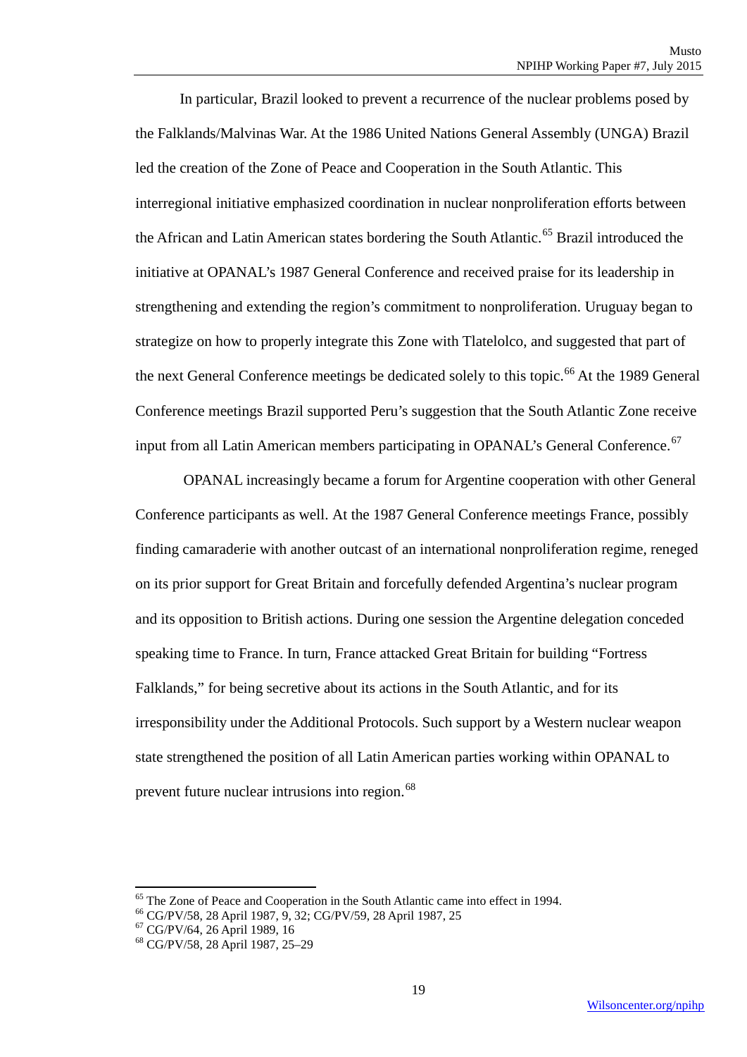In particular, Brazil looked to prevent a recurrence of the nuclear problems posed by the Falklands/Malvinas War. At the 1986 United Nations General Assembly (UNGA) Brazil led the creation of the Zone of Peace and Cooperation in the South Atlantic. This interregional initiative emphasized coordination in nuclear nonproliferation efforts between the African and Latin American states bordering the South Atlantic.[65] Brazil introduced the initiative at OPANAL's 1987 General Conference and received praise for its leadership in strengthening and extending the region's commitment to nonproliferation. Uruguay began to strategize on how to properly integrate this Zone with Tlatelolco, and suggested that part of the next General Conference meetings be dedicated solely to this topic.[66] At the 1989 General Conference meetings Brazil supported Peru's suggestion that the South Atlantic Zone receive input from all Latin American members participating in OPANAL's General Conference.[67]

OPANAL increasingly became a forum for Argentine cooperation with other General Conference participants as well. At the 1987 General Conference meetings France, possibly finding camaraderie with another outcast of an international nonproliferation regime, reneged on its prior support for Great Britain and forcefully defended Argentina's nuclear program and its opposition to British actions. During one session the Argentine delegation conceded speaking time to France. In turn, France attacked Great Britain for building "Fortress Falklands," for being secretive about its actions in the South Atlantic, and for its irresponsibility under the Additional Protocols. Such support by a Western nuclear weapon state strengthened the position of all Latin American parties working within OPANAL to prevent future nuclear intrusions into region.[68]

---

[65] The Zone of Peace and Cooperation in the South Atlantic came into effect in 1994.

[66] CG/PV/58, 28 April 1987, 9, 32; CG/PV/59, 28 April 1987, 25

[67] CG/PV/64, 26 April 1989, 16

[68] CG/PV/58, 28 April 1987, 25–29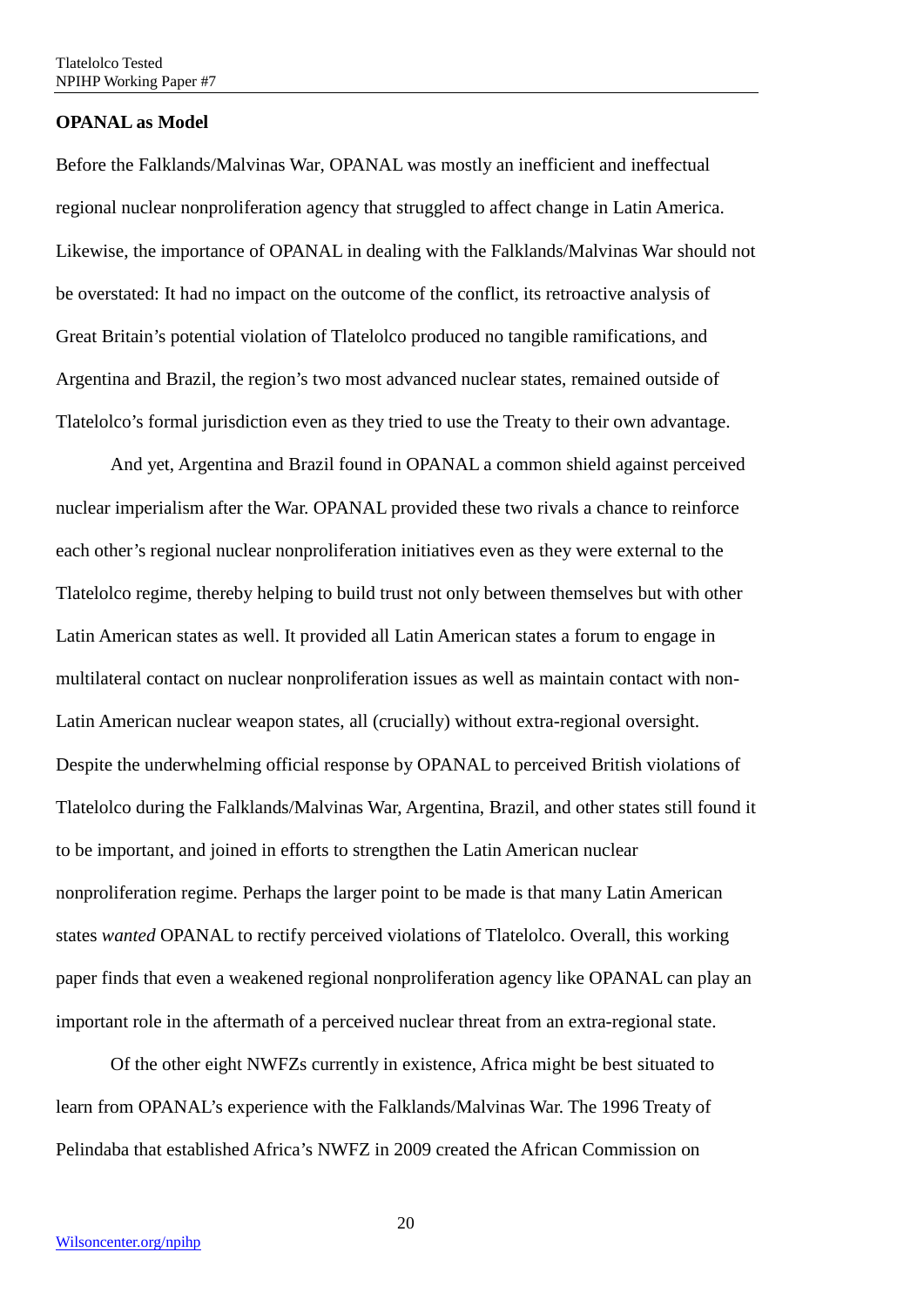**OPANAL as Model**

Before the Falklands/Malvinas War, OPANAL was mostly an inefficient and ineffectual regional nuclear nonproliferation agency that struggled to affect change in Latin America. Likewise, the importance of OPANAL in dealing with the Falklands/Malvinas War should not be overstated: It had no impact on the outcome of the conflict, its retroactive analysis of Great Britain's potential violation of Tlatelolco produced no tangible ramifications, and Argentina and Brazil, the region's two most advanced nuclear states, remained outside of Tlatelolco's formal jurisdiction even as they tried to use the Treaty to their own advantage.

And yet, Argentina and Brazil found in OPANAL a common shield against perceived nuclear imperialism after the War. OPANAL provided these two rivals a chance to reinforce each other's regional nuclear nonproliferation initiatives even as they were external to the Tlatelolco regime, thereby helping to build trust not only between themselves but with other Latin American states as well. It provided all Latin American states a forum to engage in multilateral contact on nuclear nonproliferation issues as well as maintain contact with non-Latin American nuclear weapon states, all (crucially) without extra-regional oversight. Despite the underwhelming official response by OPANAL to perceived British violations of Tlatelolco during the Falklands/Malvinas War, Argentina, Brazil, and other states still found it to be important, and joined in efforts to strengthen the Latin American nuclear nonproliferation regime. Perhaps the larger point to be made is that many Latin American states *wanted* OPANAL to rectify perceived violations of Tlatelolco. Overall, this working paper finds that even a weakened regional nonproliferation agency like OPANAL can play an important role in the aftermath of a perceived nuclear threat from an extra-regional state.

Of the other eight NWFZs currently in existence, Africa might be best situated to learn from OPANAL's experience with the Falklands/Malvinas War. The 1996 Treaty of Pelindaba that established Africa's NWFZ in 2009 created the African Commission on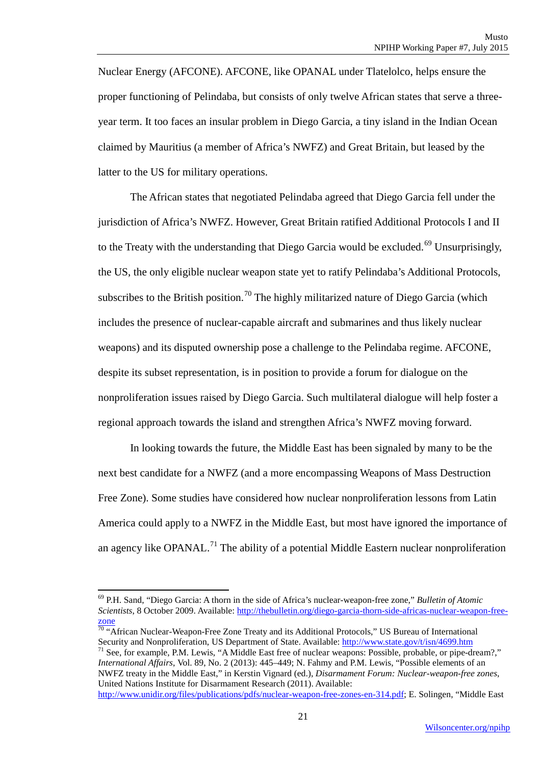Nuclear Energy (AFCONE). AFCONE, like OPANAL under Tlatelolco, helps ensure the proper functioning of Pelindaba, but consists of only twelve African states that serve a three-year term. It too faces an insular problem in Diego Garcia, a tiny island in the Indian Ocean claimed by Mauritius (a member of Africa's NWFZ) and Great Britain, but leased by the latter to the US for military operations.

The African states that negotiated Pelindaba agreed that Diego Garcia fell under the jurisdiction of Africa's NWFZ. However, Great Britain ratified Additional Protocols I and II to the Treaty with the understanding that Diego Garcia would be excluded.[69] Unsurprisingly, the US, the only eligible nuclear weapon state yet to ratify Pelindaba's Additional Protocols, subscribes to the British position.[70] The highly militarized nature of Diego Garcia (which includes the presence of nuclear-capable aircraft and submarines and thus likely nuclear weapons) and its disputed ownership pose a challenge to the Pelindaba regime. AFCONE, despite its subset representation, is in position to provide a forum for dialogue on the nonproliferation issues raised by Diego Garcia. Such multilateral dialogue will help foster a regional approach towards the island and strengthen Africa's NWFZ moving forward.

In looking towards the future, the Middle East has been signaled by many to be the next best candidate for a NWFZ (and a more encompassing Weapons of Mass Destruction Free Zone). Some studies have considered how nuclear nonproliferation lessons from Latin America could apply to a NWFZ in the Middle East, but most have ignored the importance of an agency like OPANAL.[71] The ability of a potential Middle Eastern nuclear nonproliferation

---

[69] P.H. Sand, "Diego Garcia: A thorn in the side of Africa's nuclear-weapon-free zone," *Bulletin of Atomic Scientists*, 8 October 2009. Available: http://thebulletin.org/diego-garcia-thorn-side-africas-nuclear-weapon-free-zone

[70] "African Nuclear-Weapon-Free Zone Treaty and its Additional Protocols," US Bureau of International Security and Nonproliferation, US Department of State. Available: http://www.state.gov/t/isn/4699.htm

[71] See, for example, P.M. Lewis, "A Middle East free of nuclear weapons: Possible, probable, or pipe-dream?," *International Affairs*, Vol. 89, No. 2 (2013): 445–449; N. Fahmy and P.M. Lewis, "Possible elements of an NWFZ treaty in the Middle East," in Kerstin Vignard (ed.), *Disarmament Forum: Nuclear-weapon-free zones*, United Nations Institute for Disarmament Research (2011). Available: http://www.unidir.org/files/publications/pdfs/nuclear-weapon-free-zones-en-314.pdf; E. Solingen, "Middle East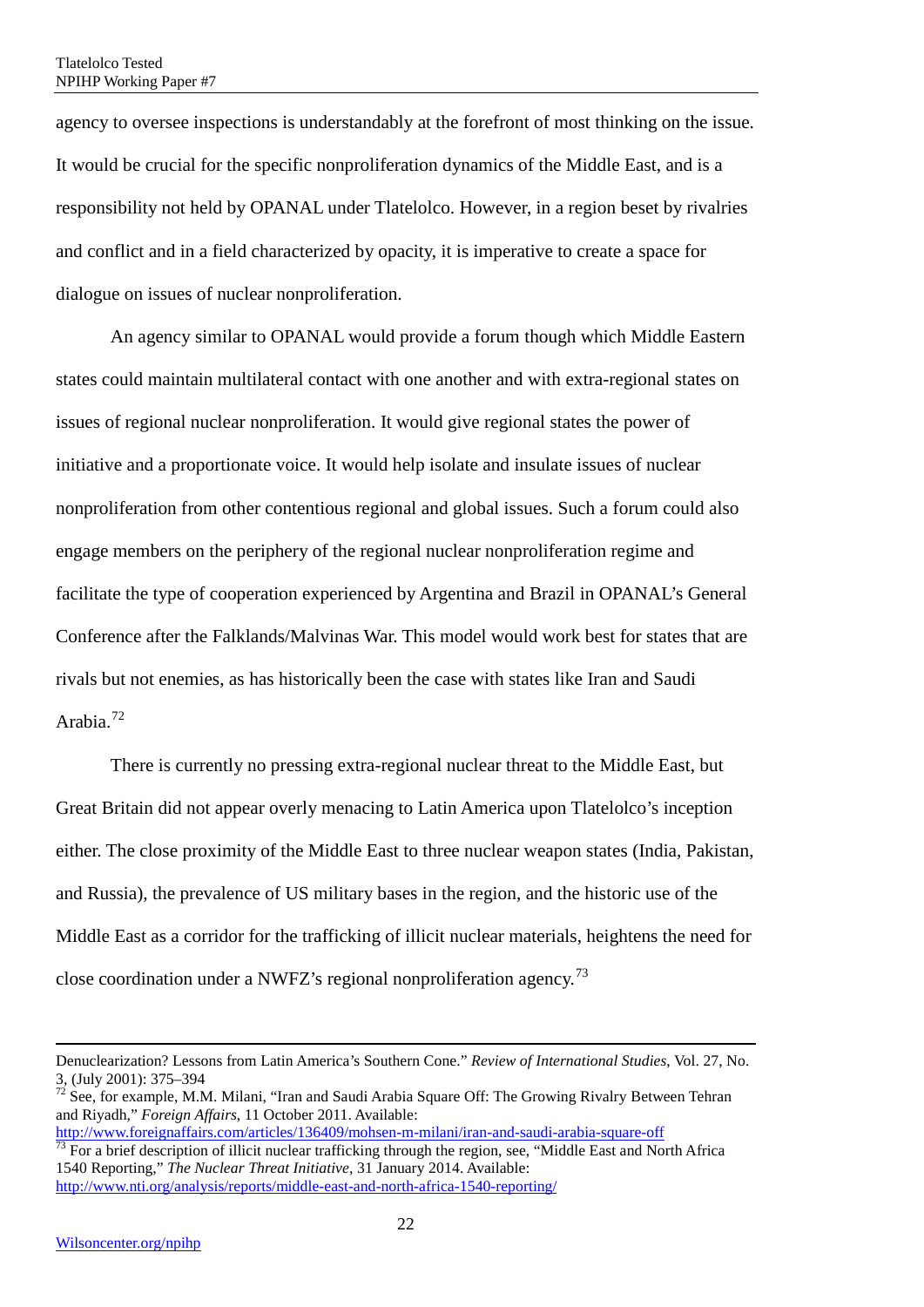agency to oversee inspections is understandably at the forefront of most thinking on the issue. It would be crucial for the specific nonproliferation dynamics of the Middle East, and is a responsibility not held by OPANAL under Tlatelolco. However, in a region beset by rivalries and conflict and in a field characterized by opacity, it is imperative to create a space for dialogue on issues of nuclear nonproliferation.

An agency similar to OPANAL would provide a forum though which Middle Eastern states could maintain multilateral contact with one another and with extra-regional states on issues of regional nuclear nonproliferation. It would give regional states the power of initiative and a proportionate voice. It would help isolate and insulate issues of nuclear nonproliferation from other contentious regional and global issues. Such a forum could also engage members on the periphery of the regional nuclear nonproliferation regime and facilitate the type of cooperation experienced by Argentina and Brazil in OPANAL's General Conference after the Falklands/Malvinas War. This model would work best for states that are rivals but not enemies, as has historically been the case with states like Iran and Saudi Arabia.[72]

There is currently no pressing extra-regional nuclear threat to the Middle East, but Great Britain did not appear overly menacing to Latin America upon Tlatelolco's inception either. The close proximity of the Middle East to three nuclear weapon states (India, Pakistan, and Russia), the prevalence of US military bases in the region, and the historic use of the Middle East as a corridor for the trafficking of illicit nuclear materials, heightens the need for close coordination under a NWFZ's regional nonproliferation agency.[73]

---

Denuclearization? Lessons from Latin America's Southern Cone." *Review of International Studies*, Vol. 27, No. 3, (July 2001): 375–394

[72] See, for example, M.M. Milani, "Iran and Saudi Arabia Square Off: The Growing Rivalry Between Tehran and Riyadh," *Foreign Affairs*, 11 October 2011. Available: http://www.foreignaffairs.com/articles/136409/mohsen-m-milani/iran-and-saudi-arabia-square-off

[73] For a brief description of illicit nuclear trafficking through the region, see, "Middle East and North Africa 1540 Reporting," *The Nuclear Threat Initiative*, 31 January 2014. Available: http://www.nti.org/analysis/reports/middle-east-and-north-africa-1540-reporting/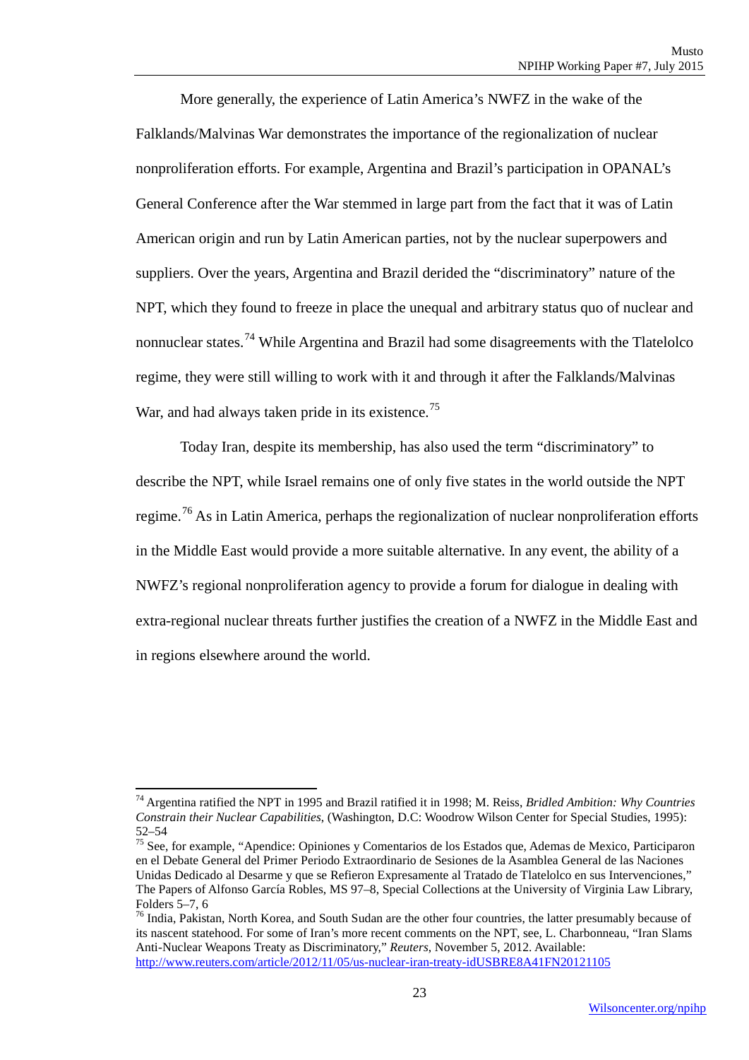More generally, the experience of Latin America's NWFZ in the wake of the Falklands/Malvinas War demonstrates the importance of the regionalization of nuclear nonproliferation efforts. For example, Argentina and Brazil's participation in OPANAL's General Conference after the War stemmed in large part from the fact that it was of Latin American origin and run by Latin American parties, not by the nuclear superpowers and suppliers. Over the years, Argentina and Brazil derided the "discriminatory" nature of the NPT, which they found to freeze in place the unequal and arbitrary status quo of nuclear and nonnuclear states.[74] While Argentina and Brazil had some disagreements with the Tlatelolco regime, they were still willing to work with it and through it after the Falklands/Malvinas War, and had always taken pride in its existence.[75]

Today Iran, despite its membership, has also used the term "discriminatory" to describe the NPT, while Israel remains one of only five states in the world outside the NPT regime.[76] As in Latin America, perhaps the regionalization of nuclear nonproliferation efforts in the Middle East would provide a more suitable alternative. In any event, the ability of a NWFZ's regional nonproliferation agency to provide a forum for dialogue in dealing with extra-regional nuclear threats further justifies the creation of a NWFZ in the Middle East and in regions elsewhere around the world.

---

[74] Argentina ratified the NPT in 1995 and Brazil ratified it in 1998; M. Reiss, *Bridled Ambition: Why Countries Constrain their Nuclear Capabilities*, (Washington, D.C: Woodrow Wilson Center for Special Studies, 1995): 52–54

[75] See, for example, "Apendice: Opiniones y Comentarios de los Estados que, Ademas de Mexico, Participaron en el Debate General del Primer Periodo Extraordinario de Sesiones de la Asamblea General de las Naciones Unidas Dedicado al Desarme y que se Refieron Expresamente al Tratado de Tlatelolco en sus Intervenciones," The Papers of Alfonso García Robles, MS 97–8, Special Collections at the University of Virginia Law Library, Folders 5–7, 6

[76] India, Pakistan, North Korea, and South Sudan are the other four countries, the latter presumably because of its nascent statehood. For some of Iran's more recent comments on the NPT, see, L. Charbonneau, "Iran Slams Anti-Nuclear Weapons Treaty as Discriminatory," *Reuters*, November 5, 2012. Available: http://www.reuters.com/article/2012/11/05/us-nuclear-iran-treaty-idUSBRE8A41FN20121105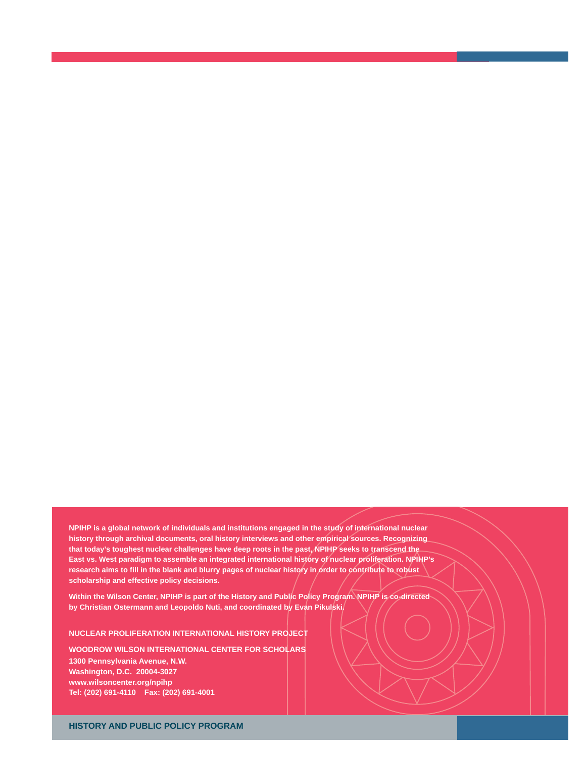NPIHP is a global network of individuals and institutions engaged in the study of international nuclear history through archival documents, oral history interviews and other empirical sources. Recognizing that today's toughest nuclear challenges have deep roots in the past, NPIHP seeks to transcend the East vs. West paradigm to assemble an integrated international history of nuclear proliferation. NPIHP's research aims to fill in the blank and blurry pages of nuclear history in order to contribute to robust scholarship and effective policy decisions.

Within the Wilson Center, NPIHP is part of the History and Public Policy Program. NPIHP is co-directed by Christian Ostermann and Leopoldo Nuti, and coordinated by Evan Pikulski.

**NUCLEAR PROLIFERATION INTERNATIONAL HISTORY PROJECT**

**WOODROW WILSON INTERNATIONAL CENTER FOR SCHOLARS**
1300 Pennsylvania Avenue, N.W.
Washington, D.C. 20004-3027
www.wilsoncenter.org/npihp
Tel: (202) 691-4110 Fax: (202) 691-4001

**HISTORY AND PUBLIC POLICY PROGRAM**